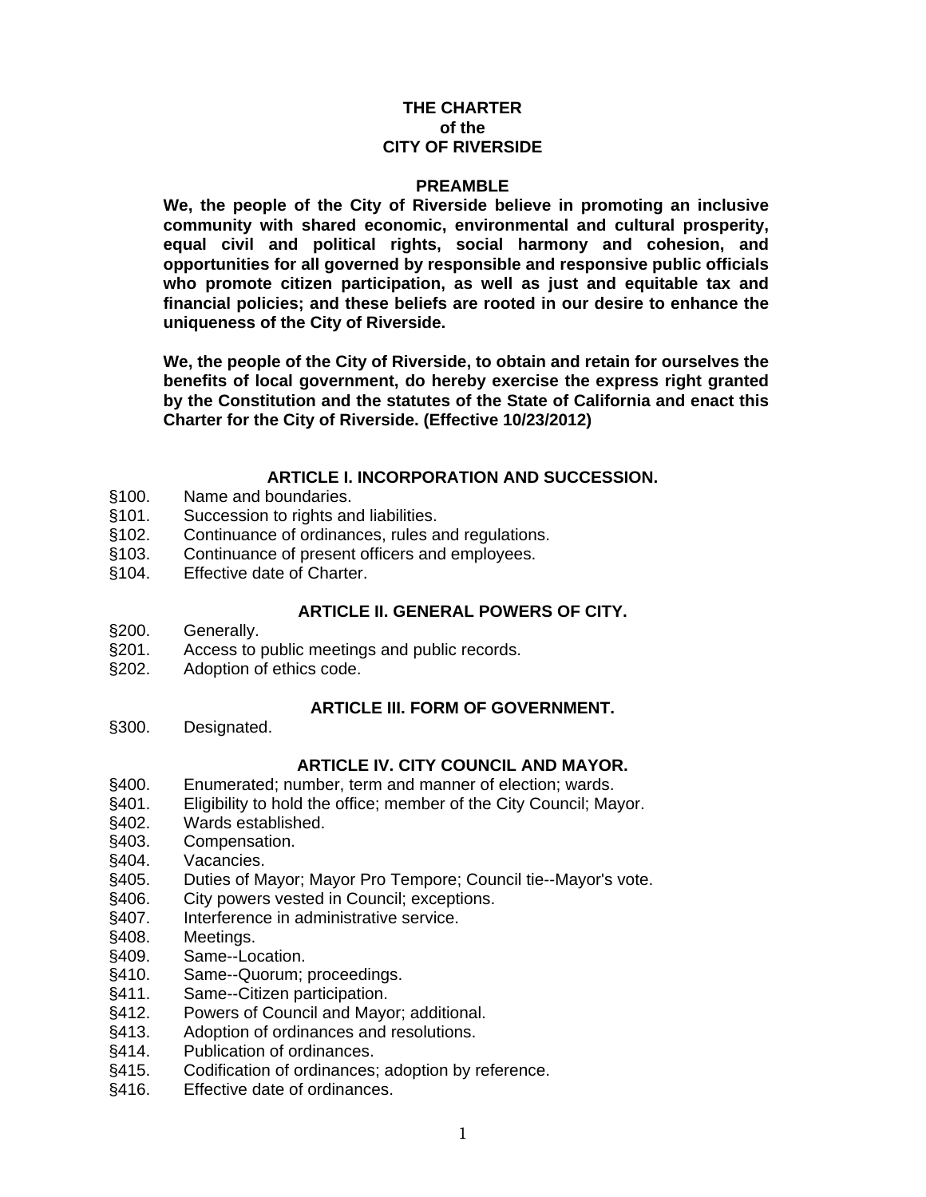# THE CHARTER
# of the
# CITY OF RIVERSIDE

## PREAMBLE

**We, the people of the City of Riverside believe in promoting an inclusive community with shared economic, environmental and cultural prosperity, equal civil and political rights, social harmony and cohesion, and opportunities for all governed by responsible and responsive public officials who promote citizen participation, as well as just and equitable tax and financial policies; and these beliefs are rooted in our desire to enhance the uniqueness of the City of Riverside.**

**We, the people of the City of Riverside, to obtain and retain for ourselves the benefits of local government, do hereby exercise the express right granted by the Constitution and the statutes of the State of California and enact this Charter for the City of Riverside. (Effective 10/23/2012)**

## ARTICLE I. INCORPORATION AND SUCCESSION.

§100. Name and boundaries.
§101. Succession to rights and liabilities.
§102. Continuance of ordinances, rules and regulations.
§103. Continuance of present officers and employees.
§104. Effective date of Charter.

## ARTICLE II. GENERAL POWERS OF CITY.

§200. Generally.
§201. Access to public meetings and public records.
§202. Adoption of ethics code.

## ARTICLE III. FORM OF GOVERNMENT.

§300. Designated.

## ARTICLE IV. CITY COUNCIL AND MAYOR.

§400. Enumerated; number, term and manner of election; wards.
§401. Eligibility to hold the office; member of the City Council; Mayor.
§402. Wards established.
§403. Compensation.
§404. Vacancies.
§405. Duties of Mayor; Mayor Pro Tempore; Council tie--Mayor's vote.
§406. City powers vested in Council; exceptions.
§407. Interference in administrative service.
§408. Meetings.
§409. Same--Location.
§410. Same--Quorum; proceedings.
§411. Same--Citizen participation.
§412. Powers of Council and Mayor; additional.
§413. Adoption of ordinances and resolutions.
§414. Publication of ordinances.
§415. Codification of ordinances; adoption by reference.
§416. Effective date of ordinances.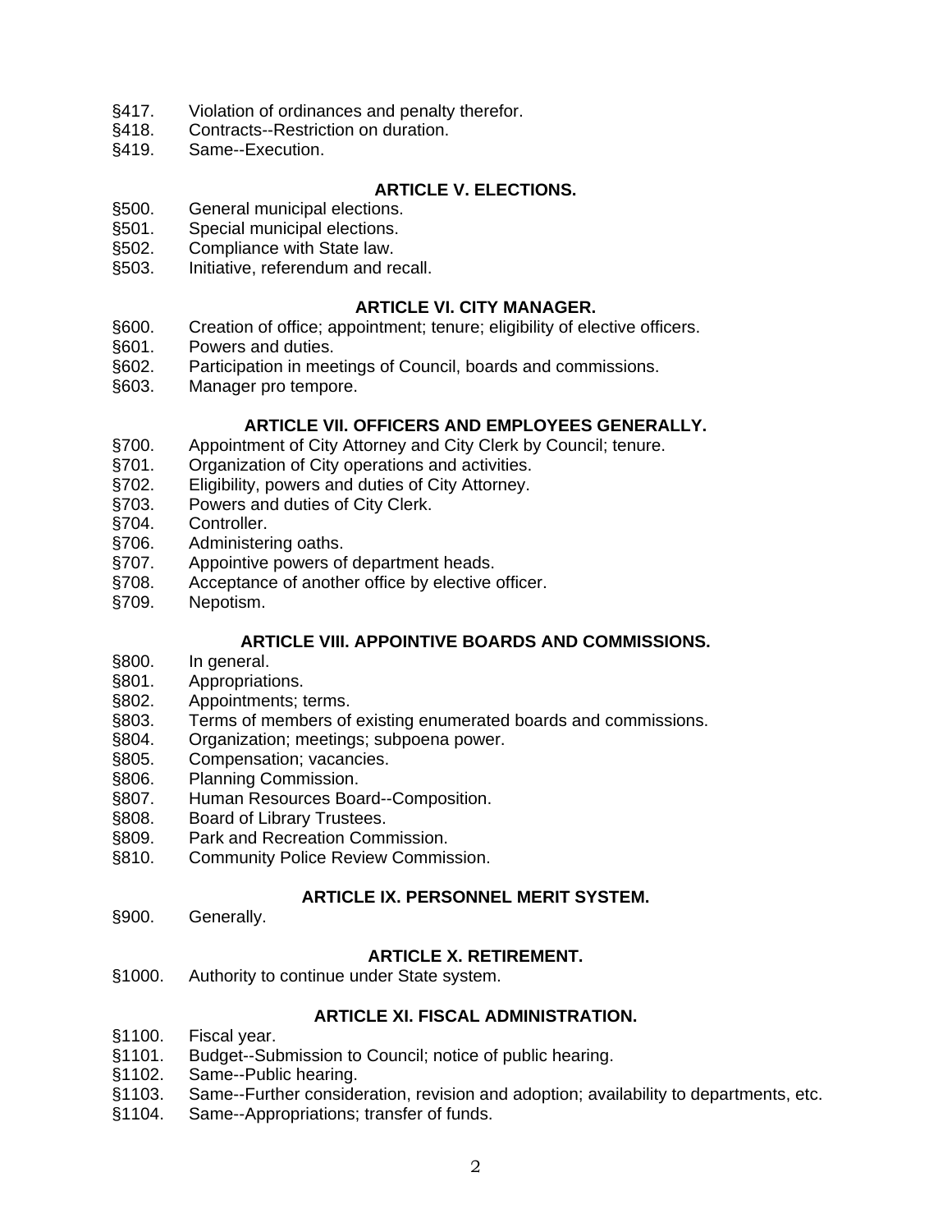§417. Violation of ordinances and penalty therefor.
§418. Contracts--Restriction on duration.
§419. Same--Execution.

## ARTICLE V. ELECTIONS.

§500. General municipal elections.
§501. Special municipal elections.
§502. Compliance with State law.
§503. Initiative, referendum and recall.

## ARTICLE VI. CITY MANAGER.

§600. Creation of office; appointment; tenure; eligibility of elective officers.
§601. Powers and duties.
§602. Participation in meetings of Council, boards and commissions.
§603. Manager pro tempore.

## ARTICLE VII. OFFICERS AND EMPLOYEES GENERALLY.

§700. Appointment of City Attorney and City Clerk by Council; tenure.
§701. Organization of City operations and activities.
§702. Eligibility, powers and duties of City Attorney.
§703. Powers and duties of City Clerk.
§704. Controller.
§706. Administering oaths.
§707. Appointive powers of department heads.
§708. Acceptance of another office by elective officer.
§709. Nepotism.

## ARTICLE VIII. APPOINTIVE BOARDS AND COMMISSIONS.

§800. In general.
§801. Appropriations.
§802. Appointments; terms.
§803. Terms of members of existing enumerated boards and commissions.
§804. Organization; meetings; subpoena power.
§805. Compensation; vacancies.
§806. Planning Commission.
§807. Human Resources Board--Composition.
§808. Board of Library Trustees.
§809. Park and Recreation Commission.
§810. Community Police Review Commission.

## ARTICLE IX. PERSONNEL MERIT SYSTEM.

§900. Generally.

## ARTICLE X. RETIREMENT.

§1000. Authority to continue under State system.

## ARTICLE XI. FISCAL ADMINISTRATION.

§1100. Fiscal year.
§1101. Budget--Submission to Council; notice of public hearing.
§1102. Same--Public hearing.
§1103. Same--Further consideration, revision and adoption; availability to departments, etc.
§1104. Same--Appropriations; transfer of funds.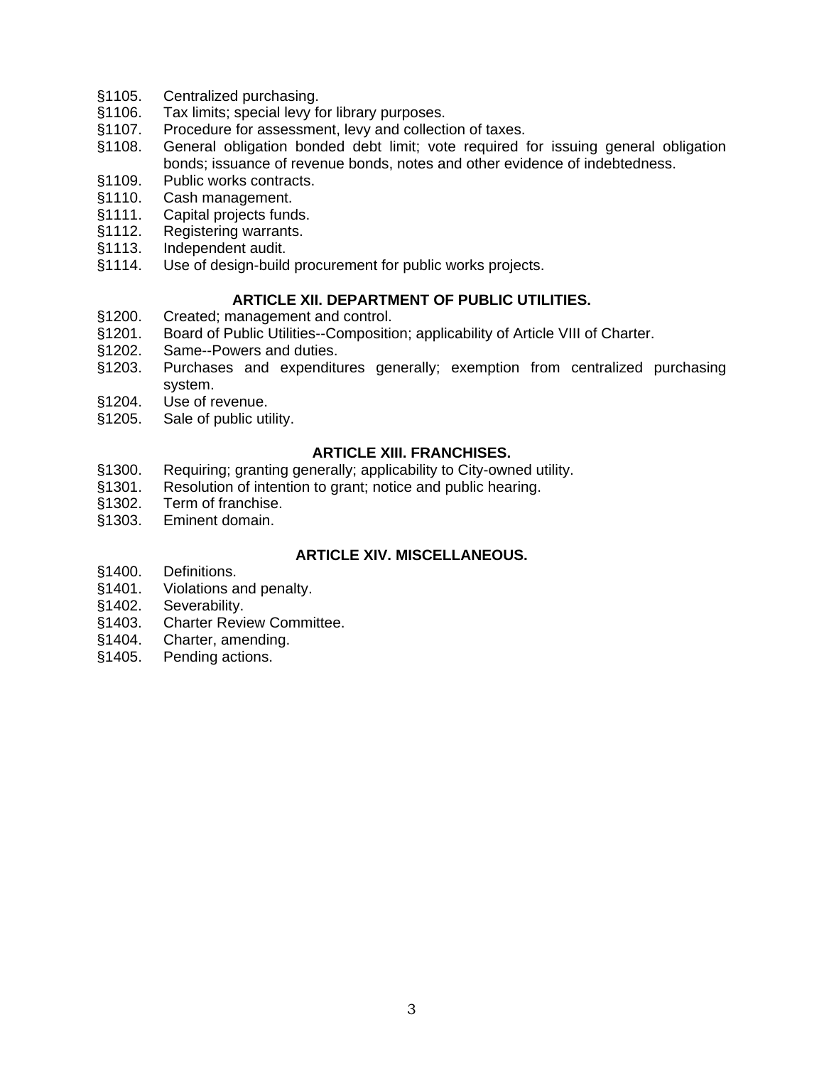§1105. Centralized purchasing.
§1106. Tax limits; special levy for library purposes.
§1107. Procedure for assessment, levy and collection of taxes.
§1108. General obligation bonded debt limit; vote required for issuing general obligation bonds; issuance of revenue bonds, notes and other evidence of indebtedness.
§1109. Public works contracts.
§1110. Cash management.
§1111. Capital projects funds.
§1112. Registering warrants.
§1113. Independent audit.
§1114. Use of design-build procurement for public works projects.

**ARTICLE XII. DEPARTMENT OF PUBLIC UTILITIES.**

§1200. Created; management and control.
§1201. Board of Public Utilities--Composition; applicability of Article VIII of Charter.
§1202. Same--Powers and duties.
§1203. Purchases and expenditures generally; exemption from centralized purchasing system.
§1204. Use of revenue.
§1205. Sale of public utility.

**ARTICLE XIII. FRANCHISES.**

§1300. Requiring; granting generally; applicability to City-owned utility.
§1301. Resolution of intention to grant; notice and public hearing.
§1302. Term of franchise.
§1303. Eminent domain.

**ARTICLE XIV. MISCELLANEOUS.**

§1400. Definitions.
§1401. Violations and penalty.
§1402. Severability.
§1403. Charter Review Committee.
§1404. Charter, amending.
§1405. Pending actions.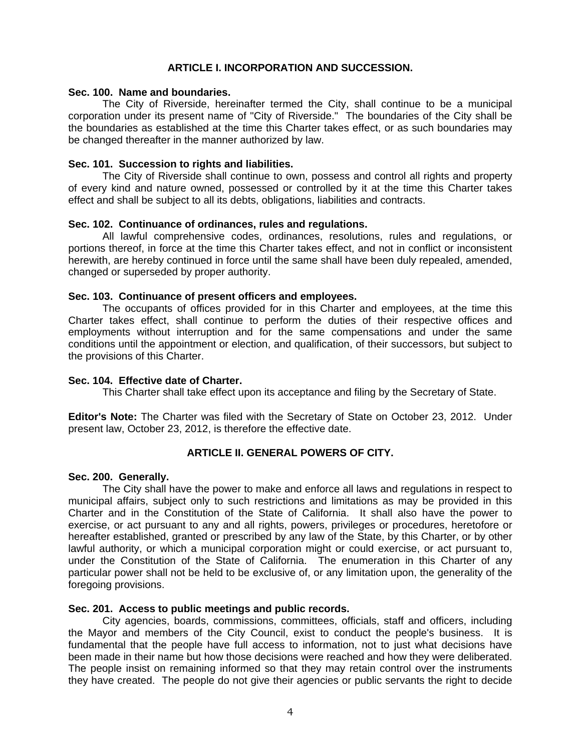## ARTICLE I. INCORPORATION AND SUCCESSION.

**Sec. 100. Name and boundaries.**

The City of Riverside, hereinafter termed the City, shall continue to be a municipal corporation under its present name of "City of Riverside." The boundaries of the City shall be the boundaries as established at the time this Charter takes effect, or as such boundaries may be changed thereafter in the manner authorized by law.

**Sec. 101. Succession to rights and liabilities.**

The City of Riverside shall continue to own, possess and control all rights and property of every kind and nature owned, possessed or controlled by it at the time this Charter takes effect and shall be subject to all its debts, obligations, liabilities and contracts.

**Sec. 102. Continuance of ordinances, rules and regulations.**

All lawful comprehensive codes, ordinances, resolutions, rules and regulations, or portions thereof, in force at the time this Charter takes effect, and not in conflict or inconsistent herewith, are hereby continued in force until the same shall have been duly repealed, amended, changed or superseded by proper authority.

**Sec. 103. Continuance of present officers and employees.**

The occupants of offices provided for in this Charter and employees, at the time this Charter takes effect, shall continue to perform the duties of their respective offices and employments without interruption and for the same compensations and under the same conditions until the appointment or election, and qualification, of their successors, but subject to the provisions of this Charter.

**Sec. 104. Effective date of Charter.**

This Charter shall take effect upon its acceptance and filing by the Secretary of State.

**Editor's Note:** The Charter was filed with the Secretary of State on October 23, 2012. Under present law, October 23, 2012, is therefore the effective date.

## ARTICLE II. GENERAL POWERS OF CITY.

**Sec. 200. Generally.**

The City shall have the power to make and enforce all laws and regulations in respect to municipal affairs, subject only to such restrictions and limitations as may be provided in this Charter and in the Constitution of the State of California. It shall also have the power to exercise, or act pursuant to any and all rights, powers, privileges or procedures, heretofore or hereafter established, granted or prescribed by any law of the State, by this Charter, or by other lawful authority, or which a municipal corporation might or could exercise, or act pursuant to, under the Constitution of the State of California. The enumeration in this Charter of any particular power shall not be held to be exclusive of, or any limitation upon, the generality of the foregoing provisions.

**Sec. 201. Access to public meetings and public records.**

City agencies, boards, commissions, committees, officials, staff and officers, including the Mayor and members of the City Council, exist to conduct the people's business. It is fundamental that the people have full access to information, not to just what decisions have been made in their name but how those decisions were reached and how they were deliberated. The people insist on remaining informed so that they may retain control over the instruments they have created. The people do not give their agencies or public servants the right to decide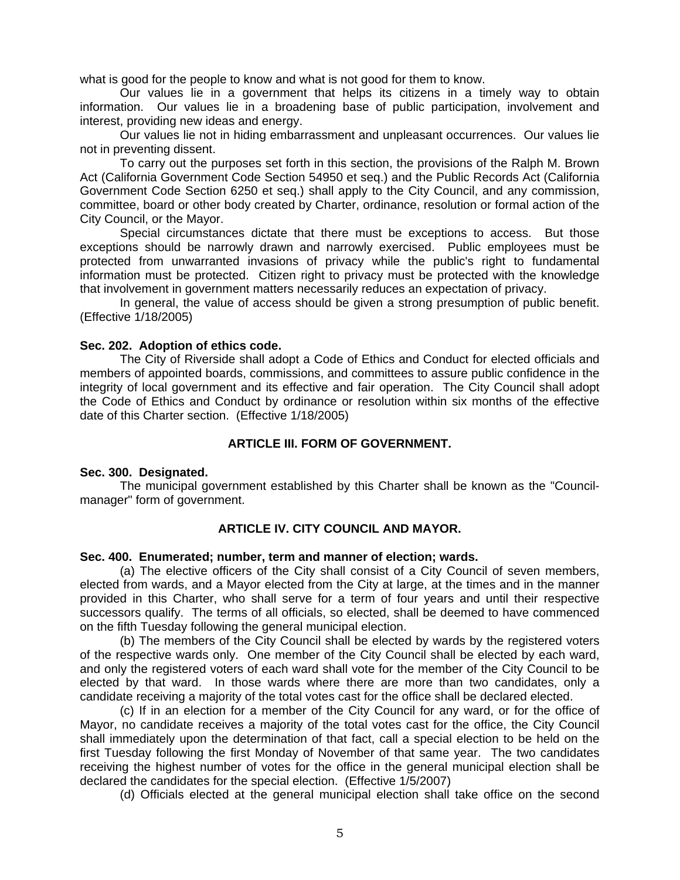what is good for the people to know and what is not good for them to know.

Our values lie in a government that helps its citizens in a timely way to obtain information. Our values lie in a broadening base of public participation, involvement and interest, providing new ideas and energy.

Our values lie not in hiding embarrassment and unpleasant occurrences. Our values lie not in preventing dissent.

To carry out the purposes set forth in this section, the provisions of the Ralph M. Brown Act (California Government Code Section 54950 et seq.) and the Public Records Act (California Government Code Section 6250 et seq.) shall apply to the City Council, and any commission, committee, board or other body created by Charter, ordinance, resolution or formal action of the City Council, or the Mayor.

Special circumstances dictate that there must be exceptions to access. But those exceptions should be narrowly drawn and narrowly exercised. Public employees must be protected from unwarranted invasions of privacy while the public's right to fundamental information must be protected. Citizen right to privacy must be protected with the knowledge that involvement in government matters necessarily reduces an expectation of privacy.

In general, the value of access should be given a strong presumption of public benefit. (Effective 1/18/2005)

**Sec. 202. Adoption of ethics code.**

The City of Riverside shall adopt a Code of Ethics and Conduct for elected officials and members of appointed boards, commissions, and committees to assure public confidence in the integrity of local government and its effective and fair operation. The City Council shall adopt the Code of Ethics and Conduct by ordinance or resolution within six months of the effective date of this Charter section. (Effective 1/18/2005)

## ARTICLE III. FORM OF GOVERNMENT.

**Sec. 300. Designated.**

The municipal government established by this Charter shall be known as the "Council-manager" form of government.

## ARTICLE IV. CITY COUNCIL AND MAYOR.

**Sec. 400. Enumerated; number, term and manner of election; wards.**

(a) The elective officers of the City shall consist of a City Council of seven members, elected from wards, and a Mayor elected from the City at large, at the times and in the manner provided in this Charter, who shall serve for a term of four years and until their respective successors qualify. The terms of all officials, so elected, shall be deemed to have commenced on the fifth Tuesday following the general municipal election.

(b) The members of the City Council shall be elected by wards by the registered voters of the respective wards only. One member of the City Council shall be elected by each ward, and only the registered voters of each ward shall vote for the member of the City Council to be elected by that ward. In those wards where there are more than two candidates, only a candidate receiving a majority of the total votes cast for the office shall be declared elected.

(c) If in an election for a member of the City Council for any ward, or for the office of Mayor, no candidate receives a majority of the total votes cast for the office, the City Council shall immediately upon the determination of that fact, call a special election to be held on the first Tuesday following the first Monday of November of that same year. The two candidates receiving the highest number of votes for the office in the general municipal election shall be declared the candidates for the special election. (Effective 1/5/2007)

(d) Officials elected at the general municipal election shall take office on the second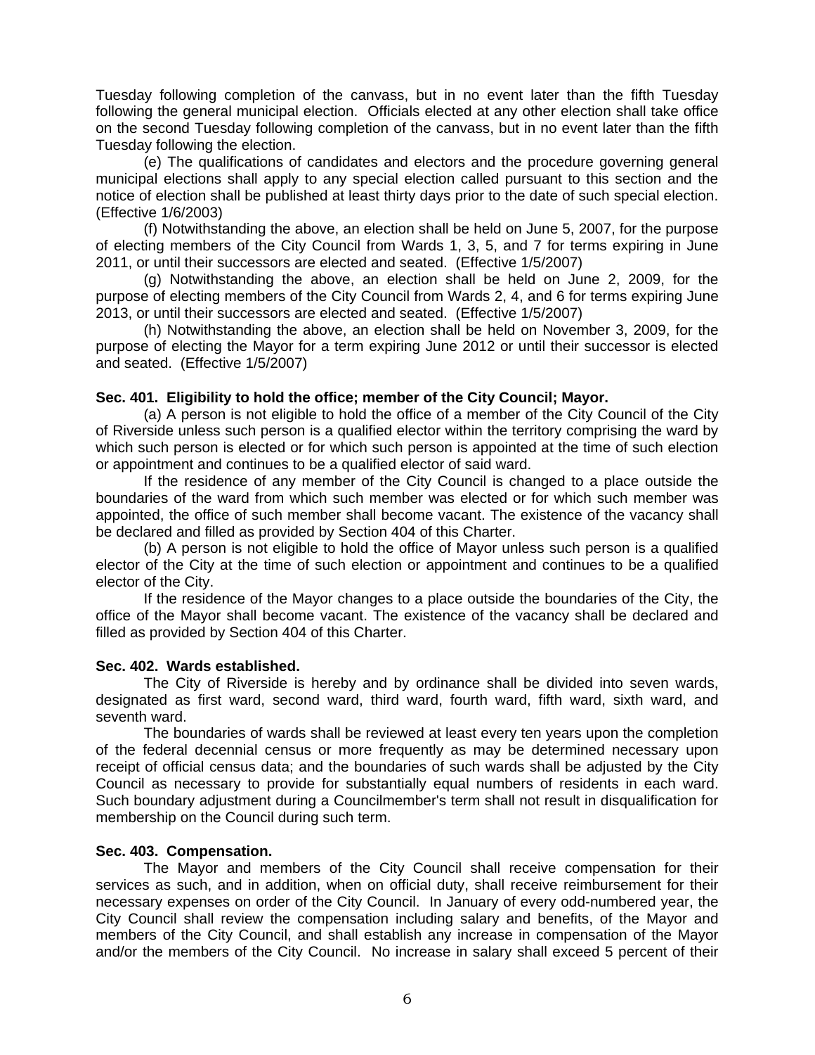Tuesday following completion of the canvass, but in no event later than the fifth Tuesday following the general municipal election. Officials elected at any other election shall take office on the second Tuesday following completion of the canvass, but in no event later than the fifth Tuesday following the election.

(e) The qualifications of candidates and electors and the procedure governing general municipal elections shall apply to any special election called pursuant to this section and the notice of election shall be published at least thirty days prior to the date of such special election. (Effective 1/6/2003)

(f) Notwithstanding the above, an election shall be held on June 5, 2007, for the purpose of electing members of the City Council from Wards 1, 3, 5, and 7 for terms expiring in June 2011, or until their successors are elected and seated. (Effective 1/5/2007)

(g) Notwithstanding the above, an election shall be held on June 2, 2009, for the purpose of electing members of the City Council from Wards 2, 4, and 6 for terms expiring June 2013, or until their successors are elected and seated. (Effective 1/5/2007)

(h) Notwithstanding the above, an election shall be held on November 3, 2009, for the purpose of electing the Mayor for a term expiring June 2012 or until their successor is elected and seated. (Effective 1/5/2007)

**Sec. 401. Eligibility to hold the office; member of the City Council; Mayor.**

(a) A person is not eligible to hold the office of a member of the City Council of the City of Riverside unless such person is a qualified elector within the territory comprising the ward by which such person is elected or for which such person is appointed at the time of such election or appointment and continues to be a qualified elector of said ward.

If the residence of any member of the City Council is changed to a place outside the boundaries of the ward from which such member was elected or for which such member was appointed, the office of such member shall become vacant. The existence of the vacancy shall be declared and filled as provided by Section 404 of this Charter.

(b) A person is not eligible to hold the office of Mayor unless such person is a qualified elector of the City at the time of such election or appointment and continues to be a qualified elector of the City.

If the residence of the Mayor changes to a place outside the boundaries of the City, the office of the Mayor shall become vacant. The existence of the vacancy shall be declared and filled as provided by Section 404 of this Charter.

**Sec. 402. Wards established.**

The City of Riverside is hereby and by ordinance shall be divided into seven wards, designated as first ward, second ward, third ward, fourth ward, fifth ward, sixth ward, and seventh ward.

The boundaries of wards shall be reviewed at least every ten years upon the completion of the federal decennial census or more frequently as may be determined necessary upon receipt of official census data; and the boundaries of such wards shall be adjusted by the City Council as necessary to provide for substantially equal numbers of residents in each ward. Such boundary adjustment during a Councilmember's term shall not result in disqualification for membership on the Council during such term.

**Sec. 403. Compensation.**

The Mayor and members of the City Council shall receive compensation for their services as such, and in addition, when on official duty, shall receive reimbursement for their necessary expenses on order of the City Council. In January of every odd-numbered year, the City Council shall review the compensation including salary and benefits, of the Mayor and members of the City Council, and shall establish any increase in compensation of the Mayor and/or the members of the City Council. No increase in salary shall exceed 5 percent of their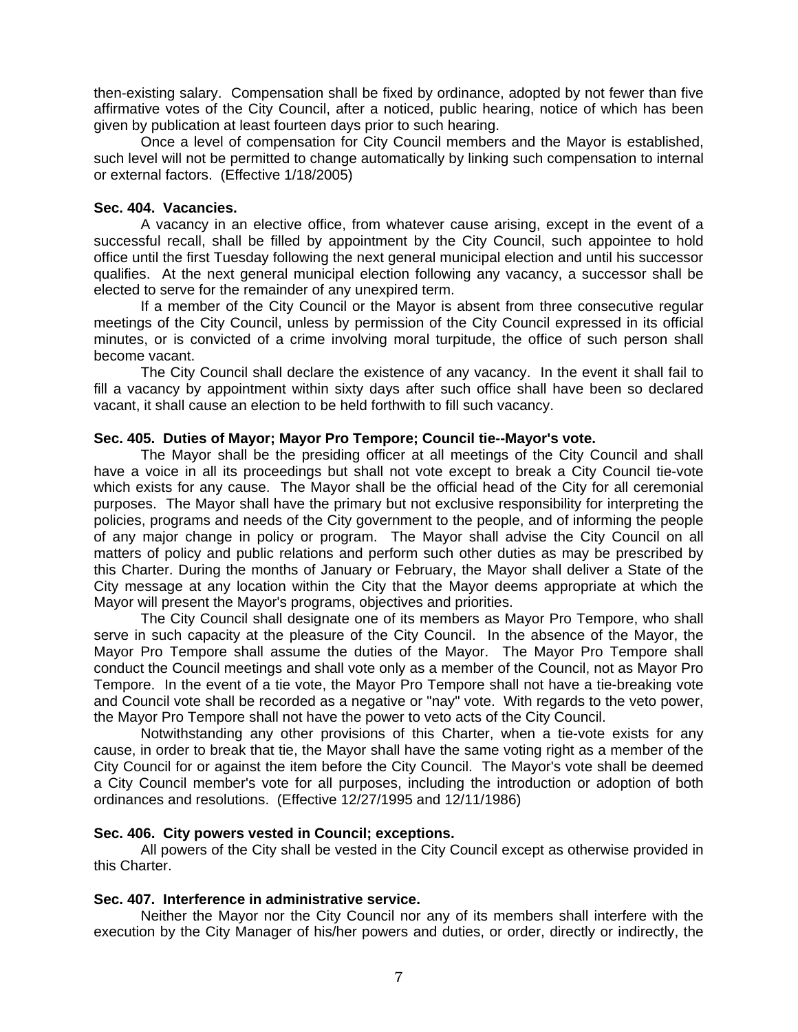then-existing salary. Compensation shall be fixed by ordinance, adopted by not fewer than five affirmative votes of the City Council, after a noticed, public hearing, notice of which has been given by publication at least fourteen days prior to such hearing.

Once a level of compensation for City Council members and the Mayor is established, such level will not be permitted to change automatically by linking such compensation to internal or external factors. (Effective 1/18/2005)

**Sec. 404. Vacancies.**

A vacancy in an elective office, from whatever cause arising, except in the event of a successful recall, shall be filled by appointment by the City Council, such appointee to hold office until the first Tuesday following the next general municipal election and until his successor qualifies. At the next general municipal election following any vacancy, a successor shall be elected to serve for the remainder of any unexpired term.

If a member of the City Council or the Mayor is absent from three consecutive regular meetings of the City Council, unless by permission of the City Council expressed in its official minutes, or is convicted of a crime involving moral turpitude, the office of such person shall become vacant.

The City Council shall declare the existence of any vacancy. In the event it shall fail to fill a vacancy by appointment within sixty days after such office shall have been so declared vacant, it shall cause an election to be held forthwith to fill such vacancy.

**Sec. 405. Duties of Mayor; Mayor Pro Tempore; Council tie--Mayor's vote.**

The Mayor shall be the presiding officer at all meetings of the City Council and shall have a voice in all its proceedings but shall not vote except to break a City Council tie-vote which exists for any cause. The Mayor shall be the official head of the City for all ceremonial purposes. The Mayor shall have the primary but not exclusive responsibility for interpreting the policies, programs and needs of the City government to the people, and of informing the people of any major change in policy or program. The Mayor shall advise the City Council on all matters of policy and public relations and perform such other duties as may be prescribed by this Charter. During the months of January or February, the Mayor shall deliver a State of the City message at any location within the City that the Mayor deems appropriate at which the Mayor will present the Mayor's programs, objectives and priorities.

The City Council shall designate one of its members as Mayor Pro Tempore, who shall serve in such capacity at the pleasure of the City Council. In the absence of the Mayor, the Mayor Pro Tempore shall assume the duties of the Mayor. The Mayor Pro Tempore shall conduct the Council meetings and shall vote only as a member of the Council, not as Mayor Pro Tempore. In the event of a tie vote, the Mayor Pro Tempore shall not have a tie-breaking vote and Council vote shall be recorded as a negative or "nay" vote. With regards to the veto power, the Mayor Pro Tempore shall not have the power to veto acts of the City Council.

Notwithstanding any other provisions of this Charter, when a tie-vote exists for any cause, in order to break that tie, the Mayor shall have the same voting right as a member of the City Council for or against the item before the City Council. The Mayor's vote shall be deemed a City Council member's vote for all purposes, including the introduction or adoption of both ordinances and resolutions. (Effective 12/27/1995 and 12/11/1986)

**Sec. 406. City powers vested in Council; exceptions.**

All powers of the City shall be vested in the City Council except as otherwise provided in this Charter.

**Sec. 407. Interference in administrative service.**

Neither the Mayor nor the City Council nor any of its members shall interfere with the execution by the City Manager of his/her powers and duties, or order, directly or indirectly, the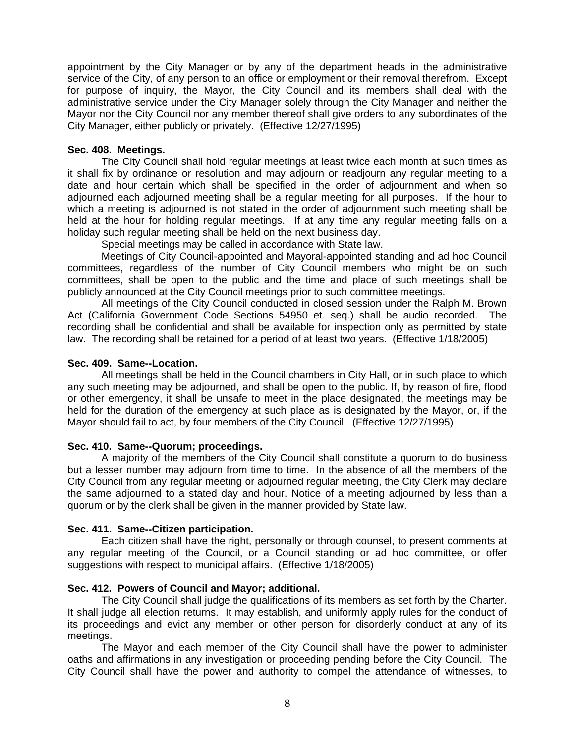appointment by the City Manager or by any of the department heads in the administrative service of the City, of any person to an office or employment or their removal therefrom. Except for purpose of inquiry, the Mayor, the City Council and its members shall deal with the administrative service under the City Manager solely through the City Manager and neither the Mayor nor the City Council nor any member thereof shall give orders to any subordinates of the City Manager, either publicly or privately. (Effective 12/27/1995)

**Sec. 408. Meetings.**

The City Council shall hold regular meetings at least twice each month at such times as it shall fix by ordinance or resolution and may adjourn or readjourn any regular meeting to a date and hour certain which shall be specified in the order of adjournment and when so adjourned each adjourned meeting shall be a regular meeting for all purposes. If the hour to which a meeting is adjourned is not stated in the order of adjournment such meeting shall be held at the hour for holding regular meetings. If at any time any regular meeting falls on a holiday such regular meeting shall be held on the next business day.

Special meetings may be called in accordance with State law.

Meetings of City Council-appointed and Mayoral-appointed standing and ad hoc Council committees, regardless of the number of City Council members who might be on such committees, shall be open to the public and the time and place of such meetings shall be publicly announced at the City Council meetings prior to such committee meetings.

All meetings of the City Council conducted in closed session under the Ralph M. Brown Act (California Government Code Sections 54950 et. seq.) shall be audio recorded. The recording shall be confidential and shall be available for inspection only as permitted by state law. The recording shall be retained for a period of at least two years. (Effective 1/18/2005)

**Sec. 409. Same--Location.**

All meetings shall be held in the Council chambers in City Hall, or in such place to which any such meeting may be adjourned, and shall be open to the public. If, by reason of fire, flood or other emergency, it shall be unsafe to meet in the place designated, the meetings may be held for the duration of the emergency at such place as is designated by the Mayor, or, if the Mayor should fail to act, by four members of the City Council. (Effective 12/27/1995)

**Sec. 410. Same--Quorum; proceedings.**

A majority of the members of the City Council shall constitute a quorum to do business but a lesser number may adjourn from time to time. In the absence of all the members of the City Council from any regular meeting or adjourned regular meeting, the City Clerk may declare the same adjourned to a stated day and hour. Notice of a meeting adjourned by less than a quorum or by the clerk shall be given in the manner provided by State law.

**Sec. 411. Same--Citizen participation.**

Each citizen shall have the right, personally or through counsel, to present comments at any regular meeting of the Council, or a Council standing or ad hoc committee, or offer suggestions with respect to municipal affairs. (Effective 1/18/2005)

**Sec. 412. Powers of Council and Mayor; additional.**

The City Council shall judge the qualifications of its members as set forth by the Charter. It shall judge all election returns. It may establish, and uniformly apply rules for the conduct of its proceedings and evict any member or other person for disorderly conduct at any of its meetings.

The Mayor and each member of the City Council shall have the power to administer oaths and affirmations in any investigation or proceeding pending before the City Council. The City Council shall have the power and authority to compel the attendance of witnesses, to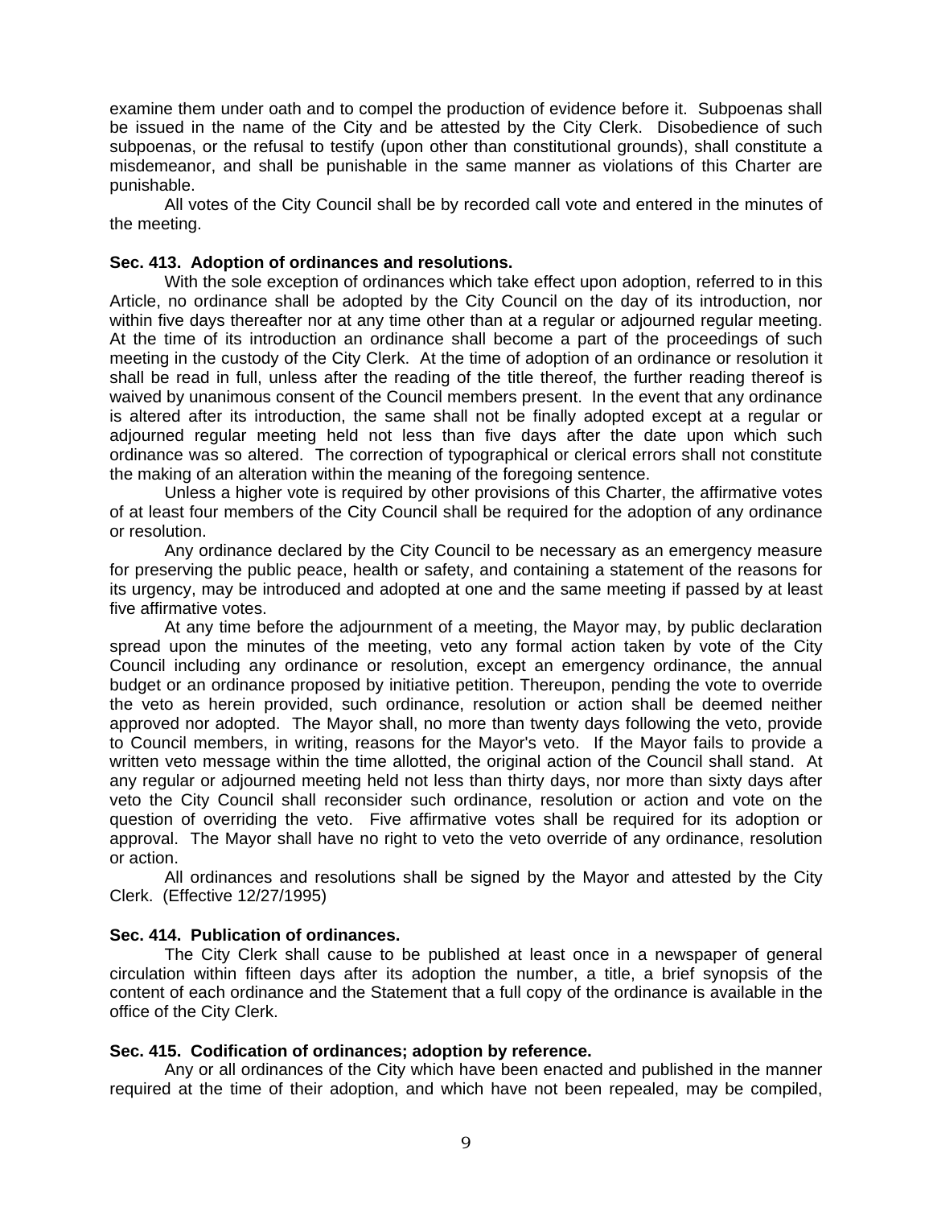examine them under oath and to compel the production of evidence before it. Subpoenas shall be issued in the name of the City and be attested by the City Clerk. Disobedience of such subpoenas, or the refusal to testify (upon other than constitutional grounds), shall constitute a misdemeanor, and shall be punishable in the same manner as violations of this Charter are punishable.

All votes of the City Council shall be by recorded call vote and entered in the minutes of the meeting.

**Sec. 413. Adoption of ordinances and resolutions.**

With the sole exception of ordinances which take effect upon adoption, referred to in this Article, no ordinance shall be adopted by the City Council on the day of its introduction, nor within five days thereafter nor at any time other than at a regular or adjourned regular meeting. At the time of its introduction an ordinance shall become a part of the proceedings of such meeting in the custody of the City Clerk. At the time of adoption of an ordinance or resolution it shall be read in full, unless after the reading of the title thereof, the further reading thereof is waived by unanimous consent of the Council members present. In the event that any ordinance is altered after its introduction, the same shall not be finally adopted except at a regular or adjourned regular meeting held not less than five days after the date upon which such ordinance was so altered. The correction of typographical or clerical errors shall not constitute the making of an alteration within the meaning of the foregoing sentence.

Unless a higher vote is required by other provisions of this Charter, the affirmative votes of at least four members of the City Council shall be required for the adoption of any ordinance or resolution.

Any ordinance declared by the City Council to be necessary as an emergency measure for preserving the public peace, health or safety, and containing a statement of the reasons for its urgency, may be introduced and adopted at one and the same meeting if passed by at least five affirmative votes.

At any time before the adjournment of a meeting, the Mayor may, by public declaration spread upon the minutes of the meeting, veto any formal action taken by vote of the City Council including any ordinance or resolution, except an emergency ordinance, the annual budget or an ordinance proposed by initiative petition. Thereupon, pending the vote to override the veto as herein provided, such ordinance, resolution or action shall be deemed neither approved nor adopted. The Mayor shall, no more than twenty days following the veto, provide to Council members, in writing, reasons for the Mayor's veto. If the Mayor fails to provide a written veto message within the time allotted, the original action of the Council shall stand. At any regular or adjourned meeting held not less than thirty days, nor more than sixty days after veto the City Council shall reconsider such ordinance, resolution or action and vote on the question of overriding the veto. Five affirmative votes shall be required for its adoption or approval. The Mayor shall have no right to veto the veto override of any ordinance, resolution or action.

All ordinances and resolutions shall be signed by the Mayor and attested by the City Clerk. (Effective 12/27/1995)

**Sec. 414. Publication of ordinances.**

The City Clerk shall cause to be published at least once in a newspaper of general circulation within fifteen days after its adoption the number, a title, a brief synopsis of the content of each ordinance and the Statement that a full copy of the ordinance is available in the office of the City Clerk.

**Sec. 415. Codification of ordinances; adoption by reference.**

Any or all ordinances of the City which have been enacted and published in the manner required at the time of their adoption, and which have not been repealed, may be compiled,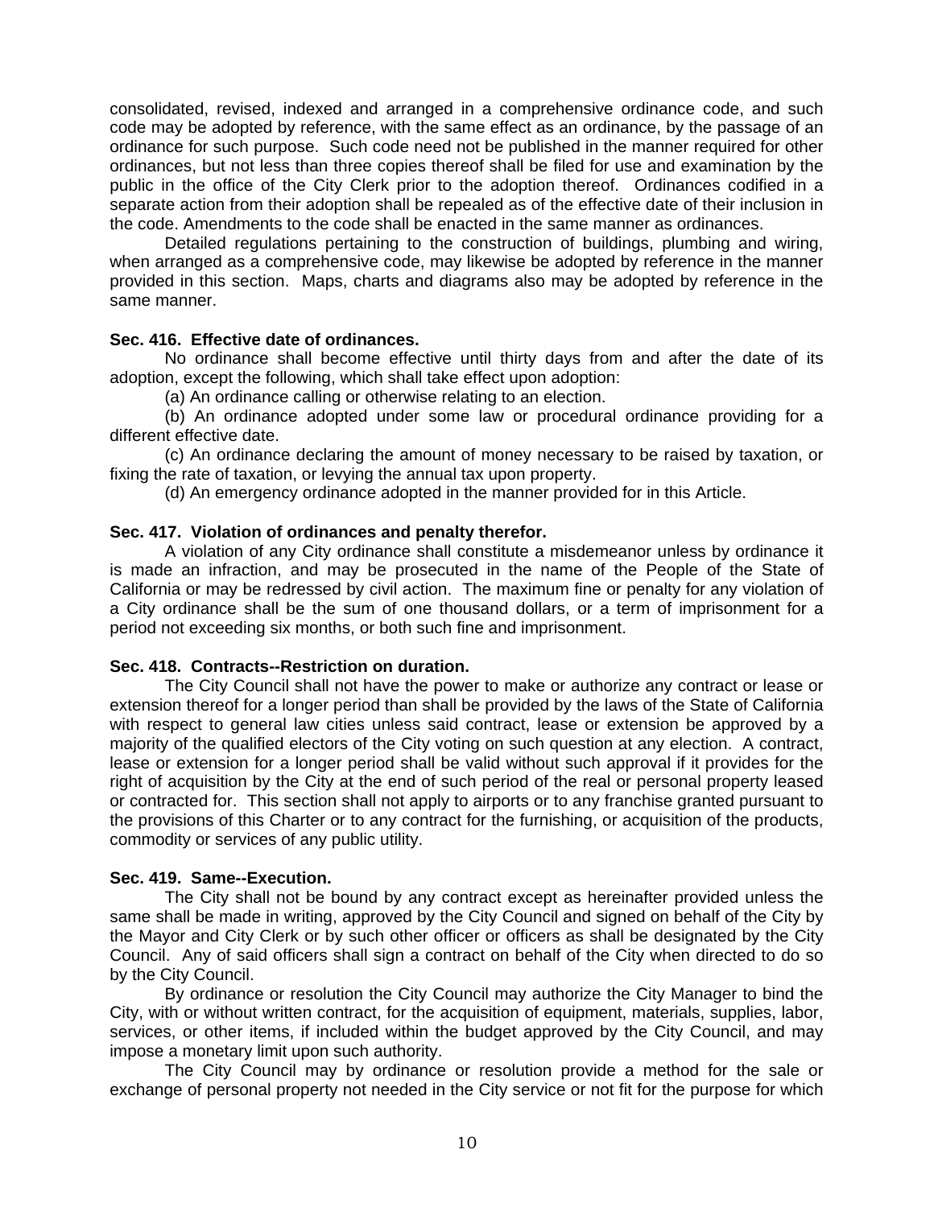consolidated, revised, indexed and arranged in a comprehensive ordinance code, and such code may be adopted by reference, with the same effect as an ordinance, by the passage of an ordinance for such purpose. Such code need not be published in the manner required for other ordinances, but not less than three copies thereof shall be filed for use and examination by the public in the office of the City Clerk prior to the adoption thereof. Ordinances codified in a separate action from their adoption shall be repealed as of the effective date of their inclusion in the code. Amendments to the code shall be enacted in the same manner as ordinances.

Detailed regulations pertaining to the construction of buildings, plumbing and wiring, when arranged as a comprehensive code, may likewise be adopted by reference in the manner provided in this section. Maps, charts and diagrams also may be adopted by reference in the same manner.

**Sec. 416. Effective date of ordinances.**

No ordinance shall become effective until thirty days from and after the date of its adoption, except the following, which shall take effect upon adoption:

(a) An ordinance calling or otherwise relating to an election.

(b) An ordinance adopted under some law or procedural ordinance providing for a different effective date.

(c) An ordinance declaring the amount of money necessary to be raised by taxation, or fixing the rate of taxation, or levying the annual tax upon property.

(d) An emergency ordinance adopted in the manner provided for in this Article.

**Sec. 417. Violation of ordinances and penalty therefor.**

A violation of any City ordinance shall constitute a misdemeanor unless by ordinance it is made an infraction, and may be prosecuted in the name of the People of the State of California or may be redressed by civil action. The maximum fine or penalty for any violation of a City ordinance shall be the sum of one thousand dollars, or a term of imprisonment for a period not exceeding six months, or both such fine and imprisonment.

**Sec. 418. Contracts--Restriction on duration.**

The City Council shall not have the power to make or authorize any contract or lease or extension thereof for a longer period than shall be provided by the laws of the State of California with respect to general law cities unless said contract, lease or extension be approved by a majority of the qualified electors of the City voting on such question at any election. A contract, lease or extension for a longer period shall be valid without such approval if it provides for the right of acquisition by the City at the end of such period of the real or personal property leased or contracted for. This section shall not apply to airports or to any franchise granted pursuant to the provisions of this Charter or to any contract for the furnishing, or acquisition of the products, commodity or services of any public utility.

**Sec. 419. Same--Execution.**

The City shall not be bound by any contract except as hereinafter provided unless the same shall be made in writing, approved by the City Council and signed on behalf of the City by the Mayor and City Clerk or by such other officer or officers as shall be designated by the City Council. Any of said officers shall sign a contract on behalf of the City when directed to do so by the City Council.

By ordinance or resolution the City Council may authorize the City Manager to bind the City, with or without written contract, for the acquisition of equipment, materials, supplies, labor, services, or other items, if included within the budget approved by the City Council, and may impose a monetary limit upon such authority.

The City Council may by ordinance or resolution provide a method for the sale or exchange of personal property not needed in the City service or not fit for the purpose for which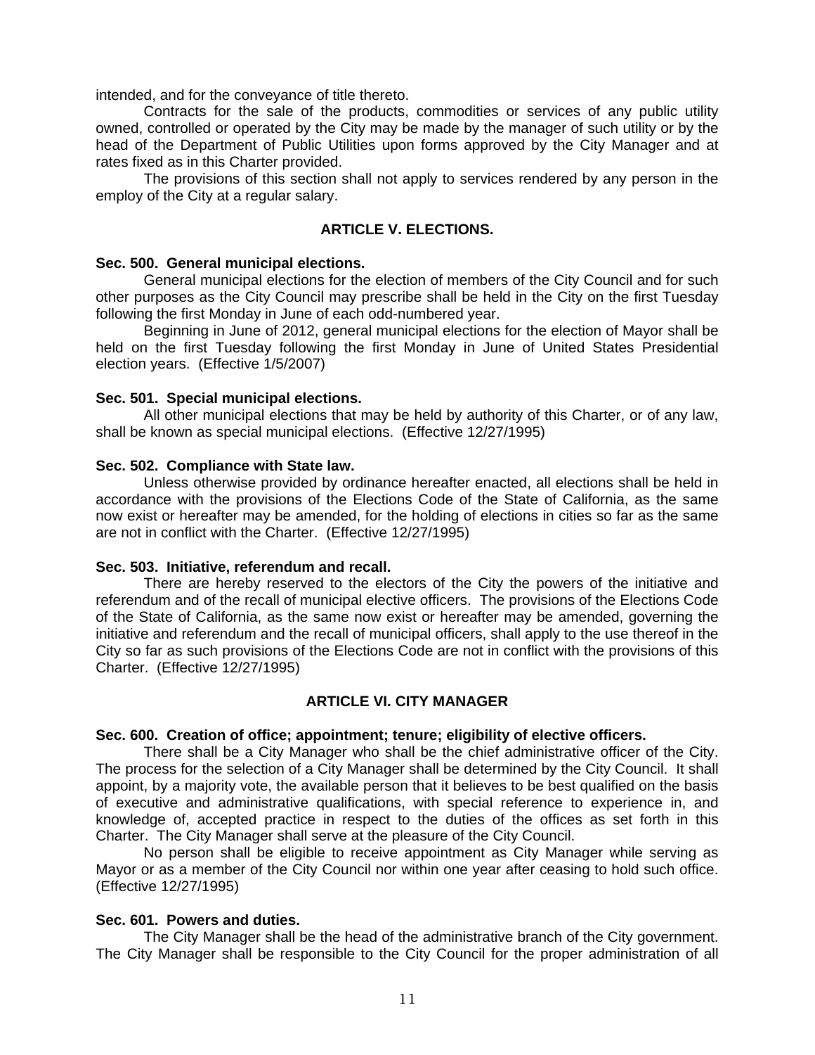intended, and for the conveyance of title thereto.

Contracts for the sale of the products, commodities or services of any public utility owned, controlled or operated by the City may be made by the manager of such utility or by the head of the Department of Public Utilities upon forms approved by the City Manager and at rates fixed as in this Charter provided.

The provisions of this section shall not apply to services rendered by any person in the employ of the City at a regular salary.

## ARTICLE V. ELECTIONS.

**Sec. 500. General municipal elections.**

General municipal elections for the election of members of the City Council and for such other purposes as the City Council may prescribe shall be held in the City on the first Tuesday following the first Monday in June of each odd-numbered year.

Beginning in June of 2012, general municipal elections for the election of Mayor shall be held on the first Tuesday following the first Monday in June of United States Presidential election years. (Effective 1/5/2007)

**Sec. 501. Special municipal elections.**

All other municipal elections that may be held by authority of this Charter, or of any law, shall be known as special municipal elections. (Effective 12/27/1995)

**Sec. 502. Compliance with State law.**

Unless otherwise provided by ordinance hereafter enacted, all elections shall be held in accordance with the provisions of the Elections Code of the State of California, as the same now exist or hereafter may be amended, for the holding of elections in cities so far as the same are not in conflict with the Charter. (Effective 12/27/1995)

**Sec. 503. Initiative, referendum and recall.**

There are hereby reserved to the electors of the City the powers of the initiative and referendum and of the recall of municipal elective officers. The provisions of the Elections Code of the State of California, as the same now exist or hereafter may be amended, governing the initiative and referendum and the recall of municipal officers, shall apply to the use thereof in the City so far as such provisions of the Elections Code are not in conflict with the provisions of this Charter. (Effective 12/27/1995)

## ARTICLE VI. CITY MANAGER

**Sec. 600. Creation of office; appointment; tenure; eligibility of elective officers.**

There shall be a City Manager who shall be the chief administrative officer of the City. The process for the selection of a City Manager shall be determined by the City Council. It shall appoint, by a majority vote, the available person that it believes to be best qualified on the basis of executive and administrative qualifications, with special reference to experience in, and knowledge of, accepted practice in respect to the duties of the offices as set forth in this Charter. The City Manager shall serve at the pleasure of the City Council.

No person shall be eligible to receive appointment as City Manager while serving as Mayor or as a member of the City Council nor within one year after ceasing to hold such office. (Effective 12/27/1995)

**Sec. 601. Powers and duties.**

The City Manager shall be the head of the administrative branch of the City government. The City Manager shall be responsible to the City Council for the proper administration of all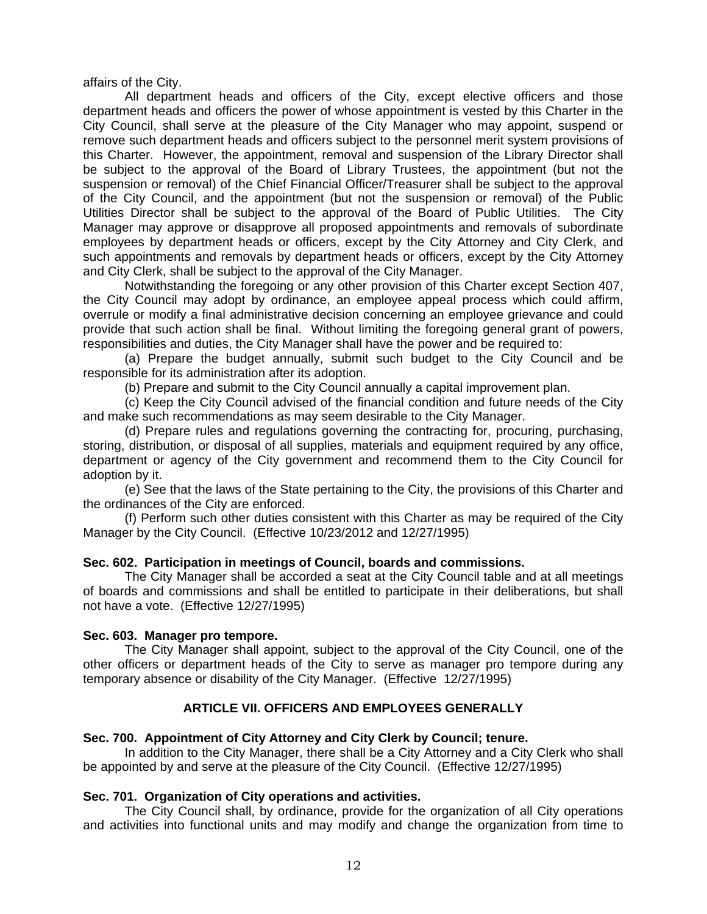affairs of the City.

All department heads and officers of the City, except elective officers and those department heads and officers the power of whose appointment is vested by this Charter in the City Council, shall serve at the pleasure of the City Manager who may appoint, suspend or remove such department heads and officers subject to the personnel merit system provisions of this Charter. However, the appointment, removal and suspension of the Library Director shall be subject to the approval of the Board of Library Trustees, the appointment (but not the suspension or removal) of the Chief Financial Officer/Treasurer shall be subject to the approval of the City Council, and the appointment (but not the suspension or removal) of the Public Utilities Director shall be subject to the approval of the Board of Public Utilities. The City Manager may approve or disapprove all proposed appointments and removals of subordinate employees by department heads or officers, except by the City Attorney and City Clerk, and such appointments and removals by department heads or officers, except by the City Attorney and City Clerk, shall be subject to the approval of the City Manager.

Notwithstanding the foregoing or any other provision of this Charter except Section 407, the City Council may adopt by ordinance, an employee appeal process which could affirm, overrule or modify a final administrative decision concerning an employee grievance and could provide that such action shall be final. Without limiting the foregoing general grant of powers, responsibilities and duties, the City Manager shall have the power and be required to:

(a) Prepare the budget annually, submit such budget to the City Council and be responsible for its administration after its adoption.

(b) Prepare and submit to the City Council annually a capital improvement plan.

(c) Keep the City Council advised of the financial condition and future needs of the City and make such recommendations as may seem desirable to the City Manager.

(d) Prepare rules and regulations governing the contracting for, procuring, purchasing, storing, distribution, or disposal of all supplies, materials and equipment required by any office, department or agency of the City government and recommend them to the City Council for adoption by it.

(e) See that the laws of the State pertaining to the City, the provisions of this Charter and the ordinances of the City are enforced.

(f) Perform such other duties consistent with this Charter as may be required of the City Manager by the City Council. (Effective 10/23/2012 and 12/27/1995)

**Sec. 602. Participation in meetings of Council, boards and commissions.**

The City Manager shall be accorded a seat at the City Council table and at all meetings of boards and commissions and shall be entitled to participate in their deliberations, but shall not have a vote. (Effective 12/27/1995)

**Sec. 603. Manager pro tempore.**

The City Manager shall appoint, subject to the approval of the City Council, one of the other officers or department heads of the City to serve as manager pro tempore during any temporary absence or disability of the City Manager. (Effective 12/27/1995)

## ARTICLE VII. OFFICERS AND EMPLOYEES GENERALLY

**Sec. 700. Appointment of City Attorney and City Clerk by Council; tenure.**

In addition to the City Manager, there shall be a City Attorney and a City Clerk who shall be appointed by and serve at the pleasure of the City Council. (Effective 12/27/1995)

**Sec. 701. Organization of City operations and activities.**

The City Council shall, by ordinance, provide for the organization of all City operations and activities into functional units and may modify and change the organization from time to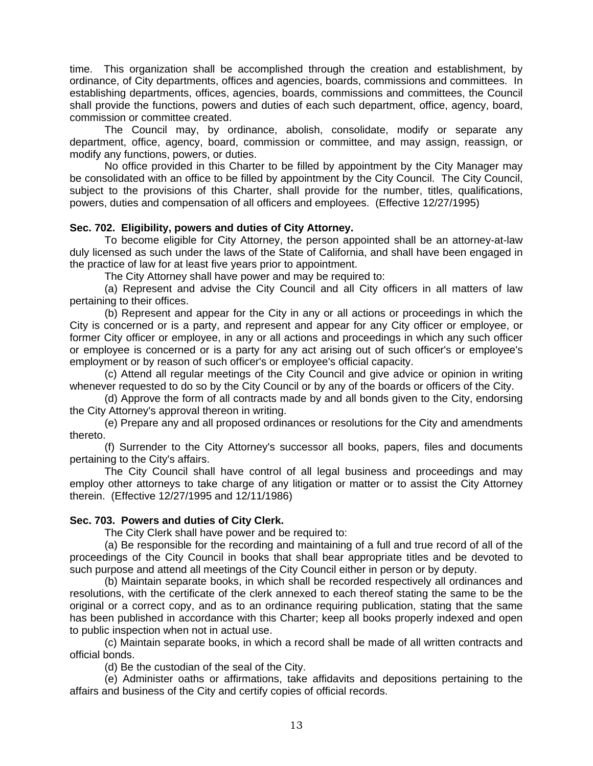time. This organization shall be accomplished through the creation and establishment, by ordinance, of City departments, offices and agencies, boards, commissions and committees. In establishing departments, offices, agencies, boards, commissions and committees, the Council shall provide the functions, powers and duties of each such department, office, agency, board, commission or committee created.

The Council may, by ordinance, abolish, consolidate, modify or separate any department, office, agency, board, commission or committee, and may assign, reassign, or modify any functions, powers, or duties.

No office provided in this Charter to be filled by appointment by the City Manager may be consolidated with an office to be filled by appointment by the City Council. The City Council, subject to the provisions of this Charter, shall provide for the number, titles, qualifications, powers, duties and compensation of all officers and employees. (Effective 12/27/1995)

**Sec. 702. Eligibility, powers and duties of City Attorney.**

To become eligible for City Attorney, the person appointed shall be an attorney-at-law duly licensed as such under the laws of the State of California, and shall have been engaged in the practice of law for at least five years prior to appointment.

The City Attorney shall have power and may be required to:

(a) Represent and advise the City Council and all City officers in all matters of law pertaining to their offices.

(b) Represent and appear for the City in any or all actions or proceedings in which the City is concerned or is a party, and represent and appear for any City officer or employee, or former City officer or employee, in any or all actions and proceedings in which any such officer or employee is concerned or is a party for any act arising out of such officer's or employee's employment or by reason of such officer's or employee's official capacity.

(c) Attend all regular meetings of the City Council and give advice or opinion in writing whenever requested to do so by the City Council or by any of the boards or officers of the City.

(d) Approve the form of all contracts made by and all bonds given to the City, endorsing the City Attorney's approval thereon in writing.

(e) Prepare any and all proposed ordinances or resolutions for the City and amendments thereto.

(f) Surrender to the City Attorney's successor all books, papers, files and documents pertaining to the City's affairs.

The City Council shall have control of all legal business and proceedings and may employ other attorneys to take charge of any litigation or matter or to assist the City Attorney therein. (Effective 12/27/1995 and 12/11/1986)

**Sec. 703. Powers and duties of City Clerk.**

The City Clerk shall have power and be required to:

(a) Be responsible for the recording and maintaining of a full and true record of all of the proceedings of the City Council in books that shall bear appropriate titles and be devoted to such purpose and attend all meetings of the City Council either in person or by deputy.

(b) Maintain separate books, in which shall be recorded respectively all ordinances and resolutions, with the certificate of the clerk annexed to each thereof stating the same to be the original or a correct copy, and as to an ordinance requiring publication, stating that the same has been published in accordance with this Charter; keep all books properly indexed and open to public inspection when not in actual use.

(c) Maintain separate books, in which a record shall be made of all written contracts and official bonds.

(d) Be the custodian of the seal of the City.

(e) Administer oaths or affirmations, take affidavits and depositions pertaining to the affairs and business of the City and certify copies of official records.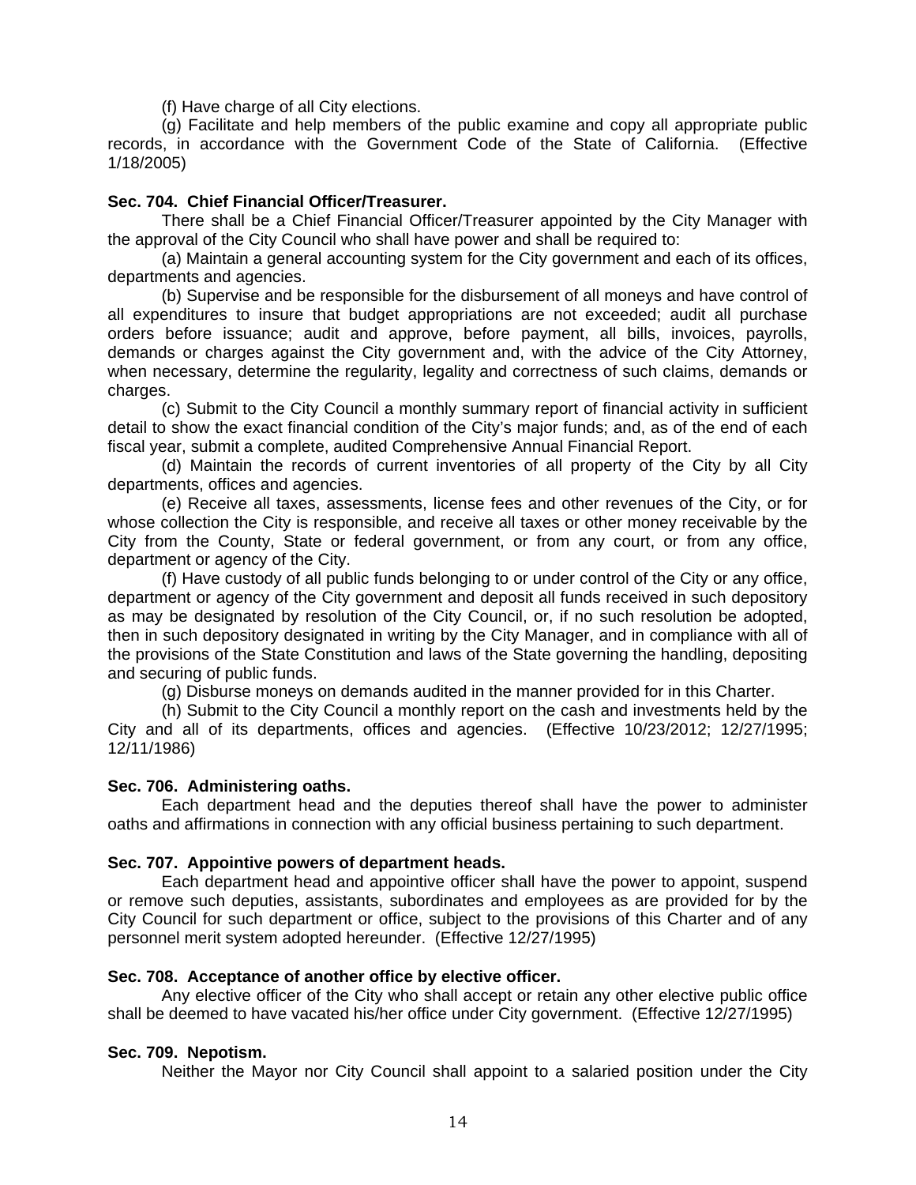(f) Have charge of all City elections.

(g) Facilitate and help members of the public examine and copy all appropriate public records, in accordance with the Government Code of the State of California. (Effective 1/18/2005)

**Sec. 704. Chief Financial Officer/Treasurer.**

There shall be a Chief Financial Officer/Treasurer appointed by the City Manager with the approval of the City Council who shall have power and shall be required to:

(a) Maintain a general accounting system for the City government and each of its offices, departments and agencies.

(b) Supervise and be responsible for the disbursement of all moneys and have control of all expenditures to insure that budget appropriations are not exceeded; audit all purchase orders before issuance; audit and approve, before payment, all bills, invoices, payrolls, demands or charges against the City government and, with the advice of the City Attorney, when necessary, determine the regularity, legality and correctness of such claims, demands or charges.

(c) Submit to the City Council a monthly summary report of financial activity in sufficient detail to show the exact financial condition of the City's major funds; and, as of the end of each fiscal year, submit a complete, audited Comprehensive Annual Financial Report.

(d) Maintain the records of current inventories of all property of the City by all City departments, offices and agencies.

(e) Receive all taxes, assessments, license fees and other revenues of the City, or for whose collection the City is responsible, and receive all taxes or other money receivable by the City from the County, State or federal government, or from any court, or from any office, department or agency of the City.

(f) Have custody of all public funds belonging to or under control of the City or any office, department or agency of the City government and deposit all funds received in such depository as may be designated by resolution of the City Council, or, if no such resolution be adopted, then in such depository designated in writing by the City Manager, and in compliance with all of the provisions of the State Constitution and laws of the State governing the handling, depositing and securing of public funds.

(g) Disburse moneys on demands audited in the manner provided for in this Charter.

(h) Submit to the City Council a monthly report on the cash and investments held by the City and all of its departments, offices and agencies. (Effective 10/23/2012; 12/27/1995; 12/11/1986)

**Sec. 706. Administering oaths.**

Each department head and the deputies thereof shall have the power to administer oaths and affirmations in connection with any official business pertaining to such department.

**Sec. 707. Appointive powers of department heads.**

Each department head and appointive officer shall have the power to appoint, suspend or remove such deputies, assistants, subordinates and employees as are provided for by the City Council for such department or office, subject to the provisions of this Charter and of any personnel merit system adopted hereunder. (Effective 12/27/1995)

**Sec. 708. Acceptance of another office by elective officer.**

Any elective officer of the City who shall accept or retain any other elective public office shall be deemed to have vacated his/her office under City government. (Effective 12/27/1995)

**Sec. 709. Nepotism.**

Neither the Mayor nor City Council shall appoint to a salaried position under the City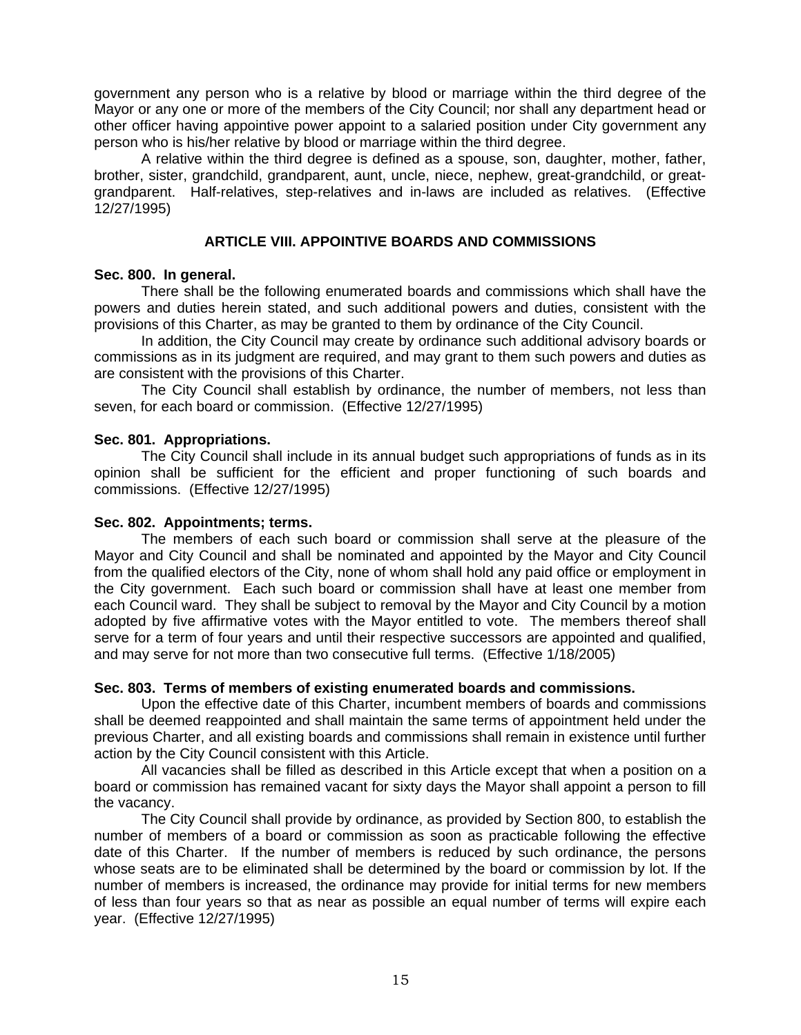government any person who is a relative by blood or marriage within the third degree of the Mayor or any one or more of the members of the City Council; nor shall any department head or other officer having appointive power appoint to a salaried position under City government any person who is his/her relative by blood or marriage within the third degree.

A relative within the third degree is defined as a spouse, son, daughter, mother, father, brother, sister, grandchild, grandparent, aunt, uncle, niece, nephew, great-grandchild, or great-grandparent. Half-relatives, step-relatives and in-laws are included as relatives. (Effective 12/27/1995)

## ARTICLE VIII. APPOINTIVE BOARDS AND COMMISSIONS

**Sec. 800. In general.**

There shall be the following enumerated boards and commissions which shall have the powers and duties herein stated, and such additional powers and duties, consistent with the provisions of this Charter, as may be granted to them by ordinance of the City Council.

In addition, the City Council may create by ordinance such additional advisory boards or commissions as in its judgment are required, and may grant to them such powers and duties as are consistent with the provisions of this Charter.

The City Council shall establish by ordinance, the number of members, not less than seven, for each board or commission. (Effective 12/27/1995)

**Sec. 801. Appropriations.**

The City Council shall include in its annual budget such appropriations of funds as in its opinion shall be sufficient for the efficient and proper functioning of such boards and commissions. (Effective 12/27/1995)

**Sec. 802. Appointments; terms.**

The members of each such board or commission shall serve at the pleasure of the Mayor and City Council and shall be nominated and appointed by the Mayor and City Council from the qualified electors of the City, none of whom shall hold any paid office or employment in the City government. Each such board or commission shall have at least one member from each Council ward. They shall be subject to removal by the Mayor and City Council by a motion adopted by five affirmative votes with the Mayor entitled to vote. The members thereof shall serve for a term of four years and until their respective successors are appointed and qualified, and may serve for not more than two consecutive full terms. (Effective 1/18/2005)

**Sec. 803. Terms of members of existing enumerated boards and commissions.**

Upon the effective date of this Charter, incumbent members of boards and commissions shall be deemed reappointed and shall maintain the same terms of appointment held under the previous Charter, and all existing boards and commissions shall remain in existence until further action by the City Council consistent with this Article.

All vacancies shall be filled as described in this Article except that when a position on a board or commission has remained vacant for sixty days the Mayor shall appoint a person to fill the vacancy.

The City Council shall provide by ordinance, as provided by Section 800, to establish the number of members of a board or commission as soon as practicable following the effective date of this Charter. If the number of members is reduced by such ordinance, the persons whose seats are to be eliminated shall be determined by the board or commission by lot. If the number of members is increased, the ordinance may provide for initial terms for new members of less than four years so that as near as possible an equal number of terms will expire each year. (Effective 12/27/1995)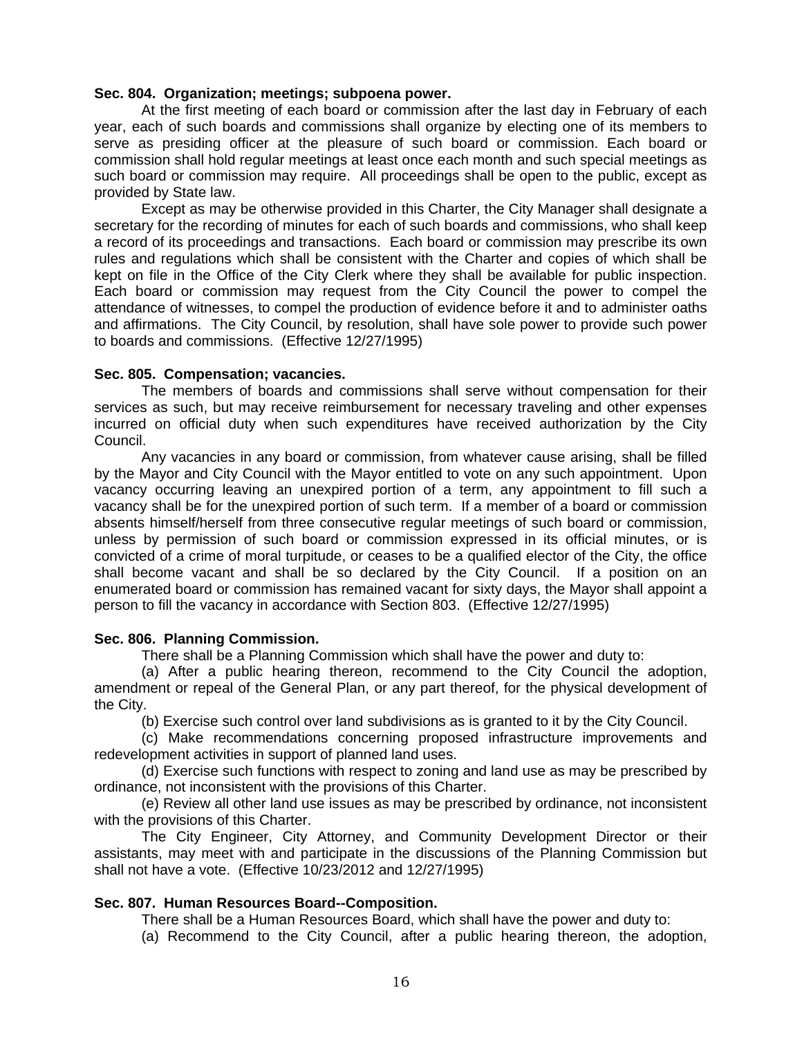**Sec. 804. Organization; meetings; subpoena power.**

At the first meeting of each board or commission after the last day in February of each year, each of such boards and commissions shall organize by electing one of its members to serve as presiding officer at the pleasure of such board or commission. Each board or commission shall hold regular meetings at least once each month and such special meetings as such board or commission may require. All proceedings shall be open to the public, except as provided by State law.

Except as may be otherwise provided in this Charter, the City Manager shall designate a secretary for the recording of minutes for each of such boards and commissions, who shall keep a record of its proceedings and transactions. Each board or commission may prescribe its own rules and regulations which shall be consistent with the Charter and copies of which shall be kept on file in the Office of the City Clerk where they shall be available for public inspection. Each board or commission may request from the City Council the power to compel the attendance of witnesses, to compel the production of evidence before it and to administer oaths and affirmations. The City Council, by resolution, shall have sole power to provide such power to boards and commissions. (Effective 12/27/1995)

**Sec. 805. Compensation; vacancies.**

The members of boards and commissions shall serve without compensation for their services as such, but may receive reimbursement for necessary traveling and other expenses incurred on official duty when such expenditures have received authorization by the City Council.

Any vacancies in any board or commission, from whatever cause arising, shall be filled by the Mayor and City Council with the Mayor entitled to vote on any such appointment. Upon vacancy occurring leaving an unexpired portion of a term, any appointment to fill such a vacancy shall be for the unexpired portion of such term. If a member of a board or commission absents himself/herself from three consecutive regular meetings of such board or commission, unless by permission of such board or commission expressed in its official minutes, or is convicted of a crime of moral turpitude, or ceases to be a qualified elector of the City, the office shall become vacant and shall be so declared by the City Council. If a position on an enumerated board or commission has remained vacant for sixty days, the Mayor shall appoint a person to fill the vacancy in accordance with Section 803. (Effective 12/27/1995)

**Sec. 806. Planning Commission.**

There shall be a Planning Commission which shall have the power and duty to:

(a) After a public hearing thereon, recommend to the City Council the adoption, amendment or repeal of the General Plan, or any part thereof, for the physical development of the City.

(b) Exercise such control over land subdivisions as is granted to it by the City Council.

(c) Make recommendations concerning proposed infrastructure improvements and redevelopment activities in support of planned land uses.

(d) Exercise such functions with respect to zoning and land use as may be prescribed by ordinance, not inconsistent with the provisions of this Charter.

(e) Review all other land use issues as may be prescribed by ordinance, not inconsistent with the provisions of this Charter.

The City Engineer, City Attorney, and Community Development Director or their assistants, may meet with and participate in the discussions of the Planning Commission but shall not have a vote. (Effective 10/23/2012 and 12/27/1995)

**Sec. 807. Human Resources Board--Composition.**

There shall be a Human Resources Board, which shall have the power and duty to:

(a) Recommend to the City Council, after a public hearing thereon, the adoption,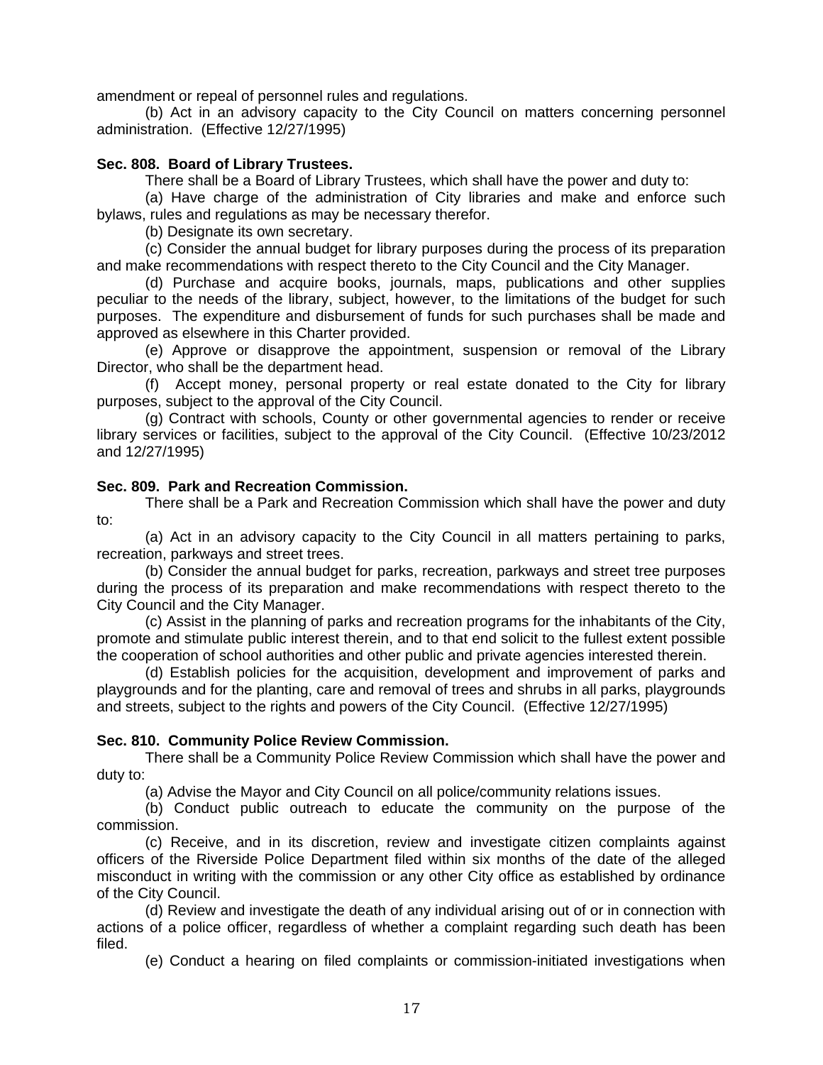amendment or repeal of personnel rules and regulations.

(b) Act in an advisory capacity to the City Council on matters concerning personnel administration. (Effective 12/27/1995)

**Sec. 808. Board of Library Trustees.**

There shall be a Board of Library Trustees, which shall have the power and duty to:

(a) Have charge of the administration of City libraries and make and enforce such bylaws, rules and regulations as may be necessary therefor.

(b) Designate its own secretary.

(c) Consider the annual budget for library purposes during the process of its preparation and make recommendations with respect thereto to the City Council and the City Manager.

(d) Purchase and acquire books, journals, maps, publications and other supplies peculiar to the needs of the library, subject, however, to the limitations of the budget for such purposes. The expenditure and disbursement of funds for such purchases shall be made and approved as elsewhere in this Charter provided.

(e) Approve or disapprove the appointment, suspension or removal of the Library Director, who shall be the department head.

(f) Accept money, personal property or real estate donated to the City for library purposes, subject to the approval of the City Council.

(g) Contract with schools, County or other governmental agencies to render or receive library services or facilities, subject to the approval of the City Council. (Effective 10/23/2012 and 12/27/1995)

**Sec. 809. Park and Recreation Commission.**

There shall be a Park and Recreation Commission which shall have the power and duty to:

(a) Act in an advisory capacity to the City Council in all matters pertaining to parks, recreation, parkways and street trees.

(b) Consider the annual budget for parks, recreation, parkways and street tree purposes during the process of its preparation and make recommendations with respect thereto to the City Council and the City Manager.

(c) Assist in the planning of parks and recreation programs for the inhabitants of the City, promote and stimulate public interest therein, and to that end solicit to the fullest extent possible the cooperation of school authorities and other public and private agencies interested therein.

(d) Establish policies for the acquisition, development and improvement of parks and playgrounds and for the planting, care and removal of trees and shrubs in all parks, playgrounds and streets, subject to the rights and powers of the City Council. (Effective 12/27/1995)

**Sec. 810. Community Police Review Commission.**

There shall be a Community Police Review Commission which shall have the power and duty to:

(a) Advise the Mayor and City Council on all police/community relations issues.

(b) Conduct public outreach to educate the community on the purpose of the commission.

(c) Receive, and in its discretion, review and investigate citizen complaints against officers of the Riverside Police Department filed within six months of the date of the alleged misconduct in writing with the commission or any other City office as established by ordinance of the City Council.

(d) Review and investigate the death of any individual arising out of or in connection with actions of a police officer, regardless of whether a complaint regarding such death has been filed.

(e) Conduct a hearing on filed complaints or commission-initiated investigations when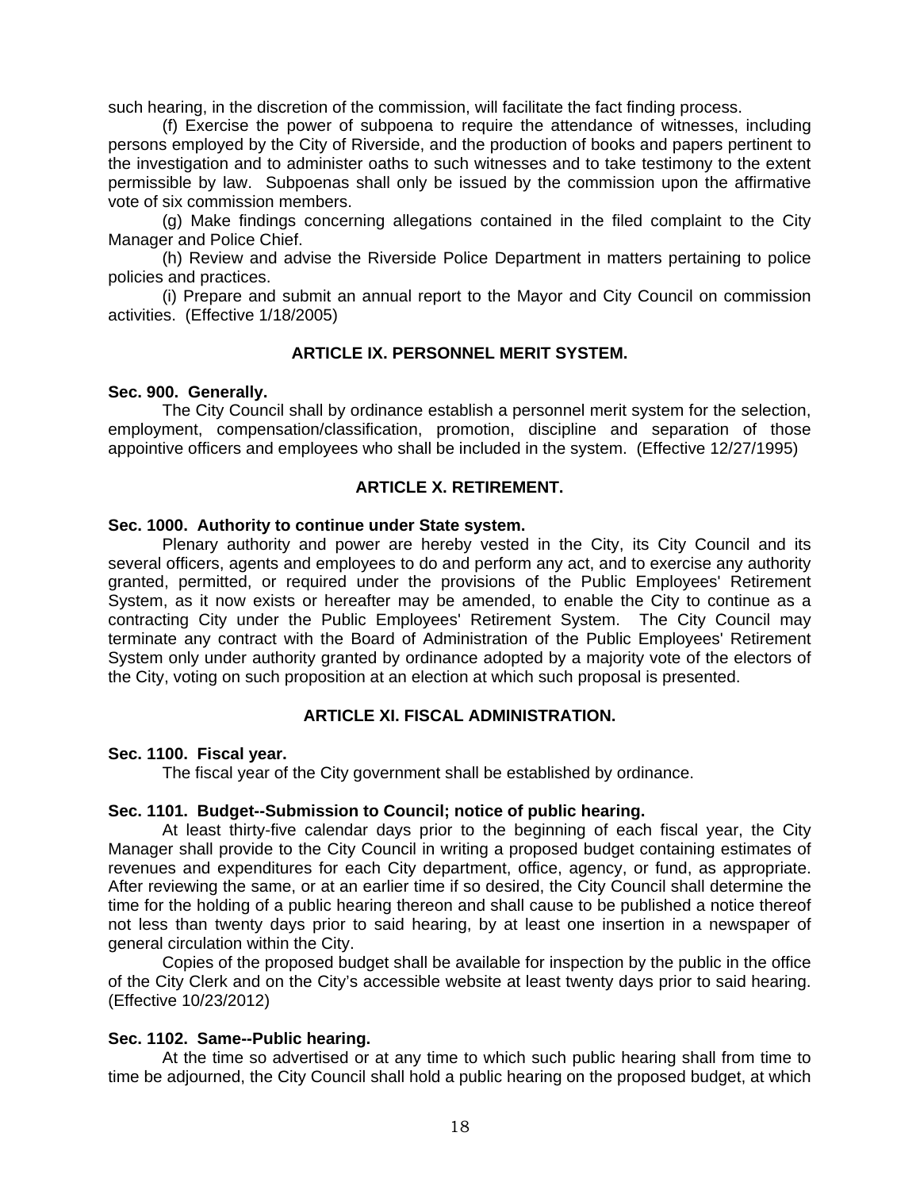such hearing, in the discretion of the commission, will facilitate the fact finding process.

(f) Exercise the power of subpoena to require the attendance of witnesses, including persons employed by the City of Riverside, and the production of books and papers pertinent to the investigation and to administer oaths to such witnesses and to take testimony to the extent permissible by law. Subpoenas shall only be issued by the commission upon the affirmative vote of six commission members.

(g) Make findings concerning allegations contained in the filed complaint to the City Manager and Police Chief.

(h) Review and advise the Riverside Police Department in matters pertaining to police policies and practices.

(i) Prepare and submit an annual report to the Mayor and City Council on commission activities. (Effective 1/18/2005)

## ARTICLE IX. PERSONNEL MERIT SYSTEM.

**Sec. 900. Generally.**

The City Council shall by ordinance establish a personnel merit system for the selection, employment, compensation/classification, promotion, discipline and separation of those appointive officers and employees who shall be included in the system. (Effective 12/27/1995)

## ARTICLE X. RETIREMENT.

**Sec. 1000. Authority to continue under State system.**

Plenary authority and power are hereby vested in the City, its City Council and its several officers, agents and employees to do and perform any act, and to exercise any authority granted, permitted, or required under the provisions of the Public Employees' Retirement System, as it now exists or hereafter may be amended, to enable the City to continue as a contracting City under the Public Employees' Retirement System. The City Council may terminate any contract with the Board of Administration of the Public Employees' Retirement System only under authority granted by ordinance adopted by a majority vote of the electors of the City, voting on such proposition at an election at which such proposal is presented.

## ARTICLE XI. FISCAL ADMINISTRATION.

**Sec. 1100. Fiscal year.**

The fiscal year of the City government shall be established by ordinance.

**Sec. 1101. Budget--Submission to Council; notice of public hearing.**

At least thirty-five calendar days prior to the beginning of each fiscal year, the City Manager shall provide to the City Council in writing a proposed budget containing estimates of revenues and expenditures for each City department, office, agency, or fund, as appropriate. After reviewing the same, or at an earlier time if so desired, the City Council shall determine the time for the holding of a public hearing thereon and shall cause to be published a notice thereof not less than twenty days prior to said hearing, by at least one insertion in a newspaper of general circulation within the City.

Copies of the proposed budget shall be available for inspection by the public in the office of the City Clerk and on the City's accessible website at least twenty days prior to said hearing. (Effective 10/23/2012)

**Sec. 1102. Same--Public hearing.**

At the time so advertised or at any time to which such public hearing shall from time to time be adjourned, the City Council shall hold a public hearing on the proposed budget, at which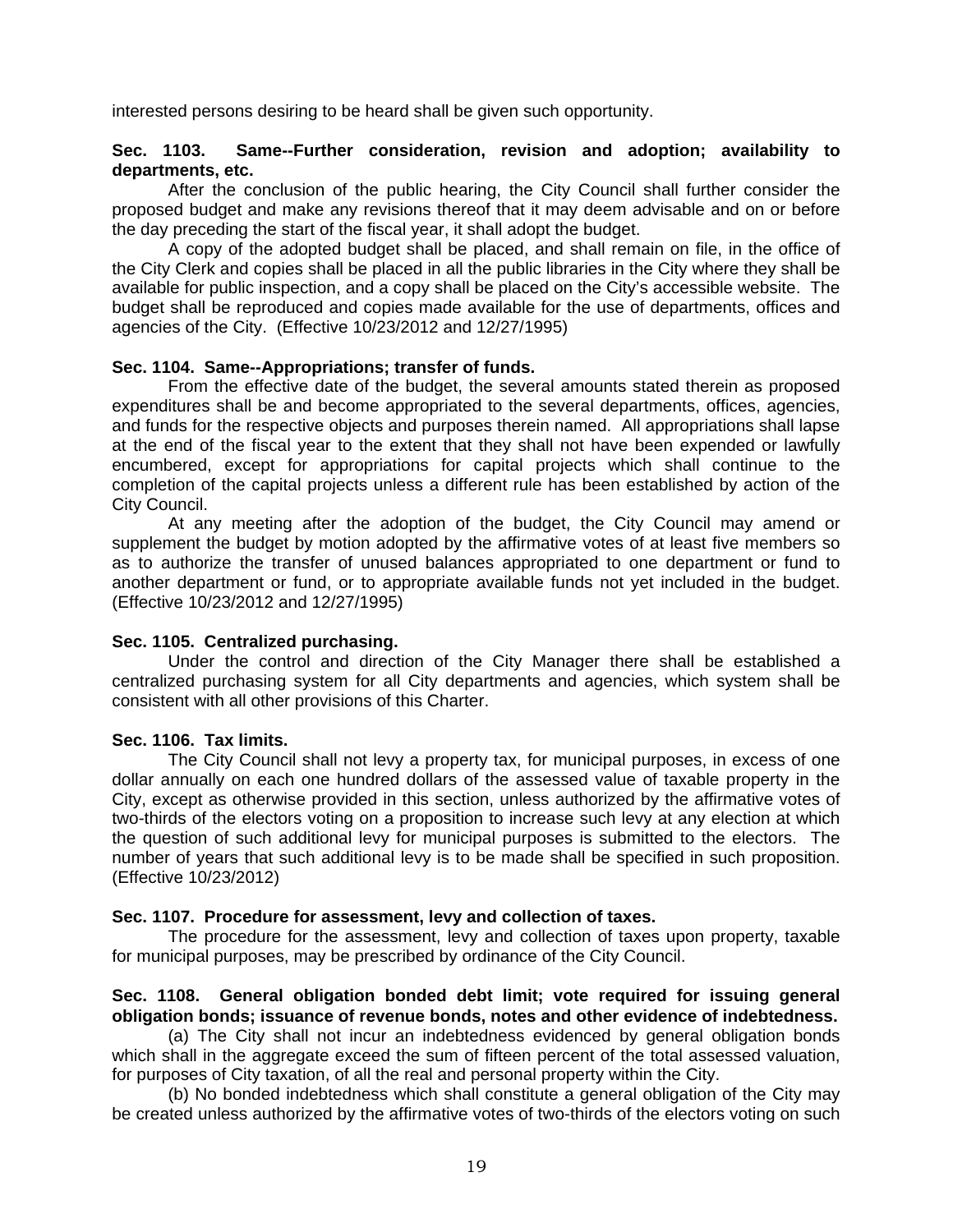interested persons desiring to be heard shall be given such opportunity.

**Sec. 1103. Same--Further consideration, revision and adoption; availability to departments, etc.**

After the conclusion of the public hearing, the City Council shall further consider the proposed budget and make any revisions thereof that it may deem advisable and on or before the day preceding the start of the fiscal year, it shall adopt the budget.

A copy of the adopted budget shall be placed, and shall remain on file, in the office of the City Clerk and copies shall be placed in all the public libraries in the City where they shall be available for public inspection, and a copy shall be placed on the City's accessible website. The budget shall be reproduced and copies made available for the use of departments, offices and agencies of the City. (Effective 10/23/2012 and 12/27/1995)

**Sec. 1104. Same--Appropriations; transfer of funds.**

From the effective date of the budget, the several amounts stated therein as proposed expenditures shall be and become appropriated to the several departments, offices, agencies, and funds for the respective objects and purposes therein named. All appropriations shall lapse at the end of the fiscal year to the extent that they shall not have been expended or lawfully encumbered, except for appropriations for capital projects which shall continue to the completion of the capital projects unless a different rule has been established by action of the City Council.

At any meeting after the adoption of the budget, the City Council may amend or supplement the budget by motion adopted by the affirmative votes of at least five members so as to authorize the transfer of unused balances appropriated to one department or fund to another department or fund, or to appropriate available funds not yet included in the budget. (Effective 10/23/2012 and 12/27/1995)

**Sec. 1105. Centralized purchasing.**

Under the control and direction of the City Manager there shall be established a centralized purchasing system for all City departments and agencies, which system shall be consistent with all other provisions of this Charter.

**Sec. 1106. Tax limits.**

The City Council shall not levy a property tax, for municipal purposes, in excess of one dollar annually on each one hundred dollars of the assessed value of taxable property in the City, except as otherwise provided in this section, unless authorized by the affirmative votes of two-thirds of the electors voting on a proposition to increase such levy at any election at which the question of such additional levy for municipal purposes is submitted to the electors. The number of years that such additional levy is to be made shall be specified in such proposition. (Effective 10/23/2012)

**Sec. 1107. Procedure for assessment, levy and collection of taxes.**

The procedure for the assessment, levy and collection of taxes upon property, taxable for municipal purposes, may be prescribed by ordinance of the City Council.

**Sec. 1108. General obligation bonded debt limit; vote required for issuing general obligation bonds; issuance of revenue bonds, notes and other evidence of indebtedness.**

(a) The City shall not incur an indebtedness evidenced by general obligation bonds which shall in the aggregate exceed the sum of fifteen percent of the total assessed valuation, for purposes of City taxation, of all the real and personal property within the City.

(b) No bonded indebtedness which shall constitute a general obligation of the City may be created unless authorized by the affirmative votes of two-thirds of the electors voting on such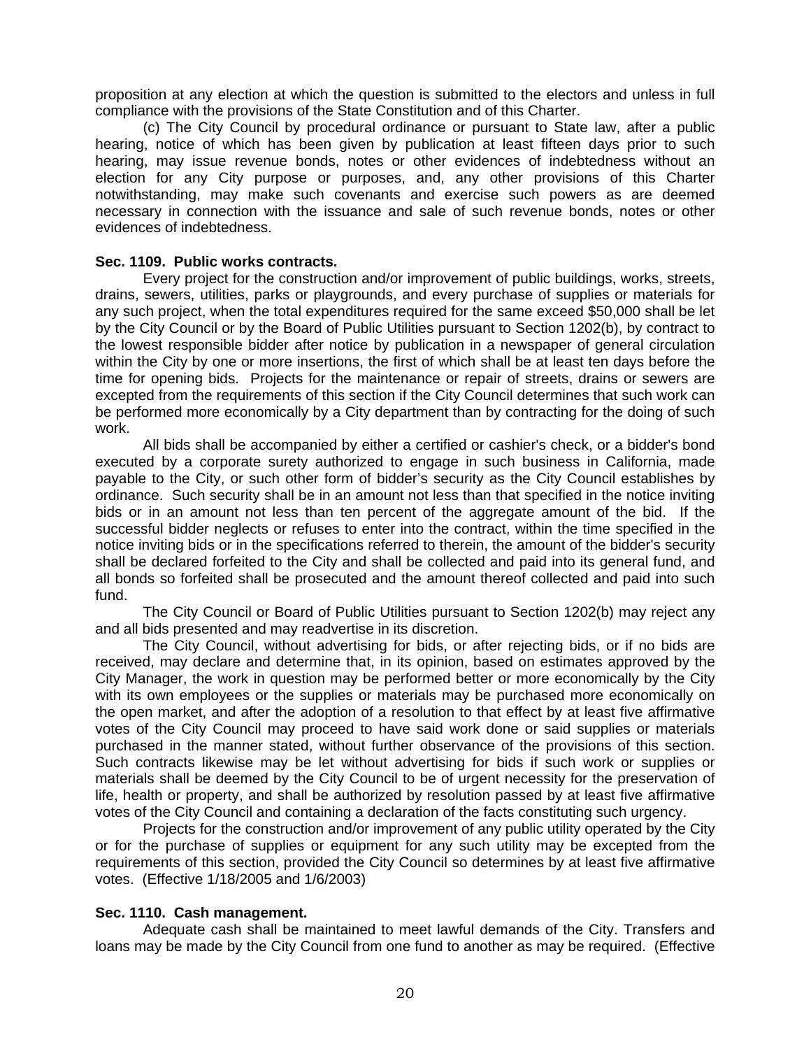proposition at any election at which the question is submitted to the electors and unless in full compliance with the provisions of the State Constitution and of this Charter.

(c) The City Council by procedural ordinance or pursuant to State law, after a public hearing, notice of which has been given by publication at least fifteen days prior to such hearing, may issue revenue bonds, notes or other evidences of indebtedness without an election for any City purpose or purposes, and, any other provisions of this Charter notwithstanding, may make such covenants and exercise such powers as are deemed necessary in connection with the issuance and sale of such revenue bonds, notes or other evidences of indebtedness.

**Sec. 1109. Public works contracts.**

Every project for the construction and/or improvement of public buildings, works, streets, drains, sewers, utilities, parks or playgrounds, and every purchase of supplies or materials for any such project, when the total expenditures required for the same exceed $50,000 shall be let by the City Council or by the Board of Public Utilities pursuant to Section 1202(b), by contract to the lowest responsible bidder after notice by publication in a newspaper of general circulation within the City by one or more insertions, the first of which shall be at least ten days before the time for opening bids. Projects for the maintenance or repair of streets, drains or sewers are excepted from the requirements of this section if the City Council determines that such work can be performed more economically by a City department than by contracting for the doing of such work.

All bids shall be accompanied by either a certified or cashier's check, or a bidder's bond executed by a corporate surety authorized to engage in such business in California, made payable to the City, or such other form of bidder's security as the City Council establishes by ordinance. Such security shall be in an amount not less than that specified in the notice inviting bids or in an amount not less than ten percent of the aggregate amount of the bid. If the successful bidder neglects or refuses to enter into the contract, within the time specified in the notice inviting bids or in the specifications referred to therein, the amount of the bidder's security shall be declared forfeited to the City and shall be collected and paid into its general fund, and all bonds so forfeited shall be prosecuted and the amount thereof collected and paid into such fund.

The City Council or Board of Public Utilities pursuant to Section 1202(b) may reject any and all bids presented and may readvertise in its discretion.

The City Council, without advertising for bids, or after rejecting bids, or if no bids are received, may declare and determine that, in its opinion, based on estimates approved by the City Manager, the work in question may be performed better or more economically by the City with its own employees or the supplies or materials may be purchased more economically on the open market, and after the adoption of a resolution to that effect by at least five affirmative votes of the City Council may proceed to have said work done or said supplies or materials purchased in the manner stated, without further observance of the provisions of this section. Such contracts likewise may be let without advertising for bids if such work or supplies or materials shall be deemed by the City Council to be of urgent necessity for the preservation of life, health or property, and shall be authorized by resolution passed by at least five affirmative votes of the City Council and containing a declaration of the facts constituting such urgency.

Projects for the construction and/or improvement of any public utility operated by the City or for the purchase of supplies or equipment for any such utility may be excepted from the requirements of this section, provided the City Council so determines by at least five affirmative votes. (Effective 1/18/2005 and 1/6/2003)

**Sec. 1110. Cash management.**

Adequate cash shall be maintained to meet lawful demands of the City. Transfers and loans may be made by the City Council from one fund to another as may be required. (Effective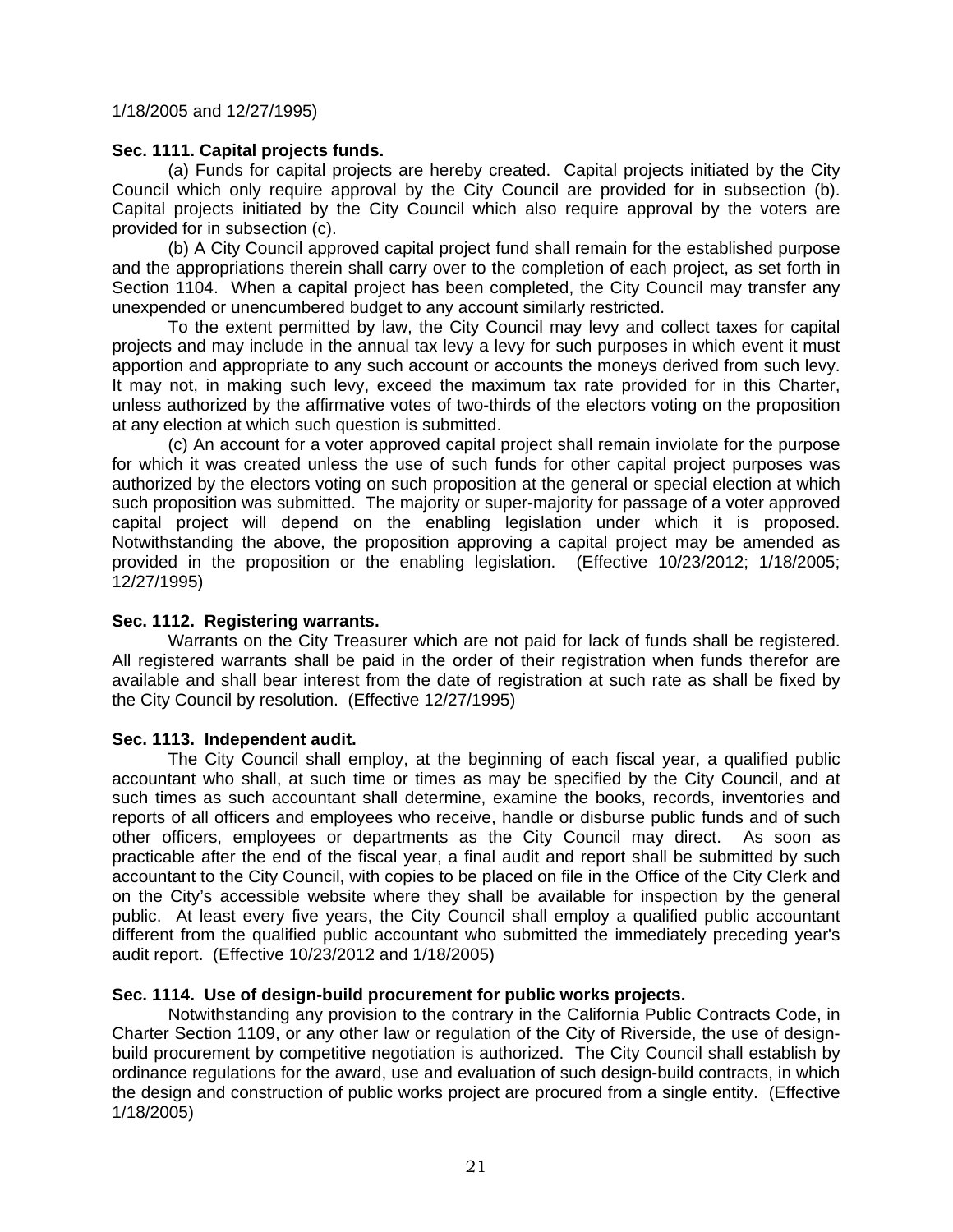1/18/2005 and 12/27/1995)

**Sec. 1111. Capital projects funds.**

(a) Funds for capital projects are hereby created. Capital projects initiated by the City Council which only require approval by the City Council are provided for in subsection (b). Capital projects initiated by the City Council which also require approval by the voters are provided for in subsection (c).

(b) A City Council approved capital project fund shall remain for the established purpose and the appropriations therein shall carry over to the completion of each project, as set forth in Section 1104. When a capital project has been completed, the City Council may transfer any unexpended or unencumbered budget to any account similarly restricted.

To the extent permitted by law, the City Council may levy and collect taxes for capital projects and may include in the annual tax levy a levy for such purposes in which event it must apportion and appropriate to any such account or accounts the moneys derived from such levy. It may not, in making such levy, exceed the maximum tax rate provided for in this Charter, unless authorized by the affirmative votes of two-thirds of the electors voting on the proposition at any election at which such question is submitted.

(c) An account for a voter approved capital project shall remain inviolate for the purpose for which it was created unless the use of such funds for other capital project purposes was authorized by the electors voting on such proposition at the general or special election at which such proposition was submitted. The majority or super-majority for passage of a voter approved capital project will depend on the enabling legislation under which it is proposed. Notwithstanding the above, the proposition approving a capital project may be amended as provided in the proposition or the enabling legislation. (Effective 10/23/2012; 1/18/2005; 12/27/1995)

**Sec. 1112. Registering warrants.**

Warrants on the City Treasurer which are not paid for lack of funds shall be registered. All registered warrants shall be paid in the order of their registration when funds therefor are available and shall bear interest from the date of registration at such rate as shall be fixed by the City Council by resolution. (Effective 12/27/1995)

**Sec. 1113. Independent audit.**

The City Council shall employ, at the beginning of each fiscal year, a qualified public accountant who shall, at such time or times as may be specified by the City Council, and at such times as such accountant shall determine, examine the books, records, inventories and reports of all officers and employees who receive, handle or disburse public funds and of such other officers, employees or departments as the City Council may direct. As soon as practicable after the end of the fiscal year, a final audit and report shall be submitted by such accountant to the City Council, with copies to be placed on file in the Office of the City Clerk and on the City's accessible website where they shall be available for inspection by the general public. At least every five years, the City Council shall employ a qualified public accountant different from the qualified public accountant who submitted the immediately preceding year's audit report. (Effective 10/23/2012 and 1/18/2005)

**Sec. 1114. Use of design-build procurement for public works projects.**

Notwithstanding any provision to the contrary in the California Public Contracts Code, in Charter Section 1109, or any other law or regulation of the City of Riverside, the use of design-build procurement by competitive negotiation is authorized. The City Council shall establish by ordinance regulations for the award, use and evaluation of such design-build contracts, in which the design and construction of public works project are procured from a single entity. (Effective 1/18/2005)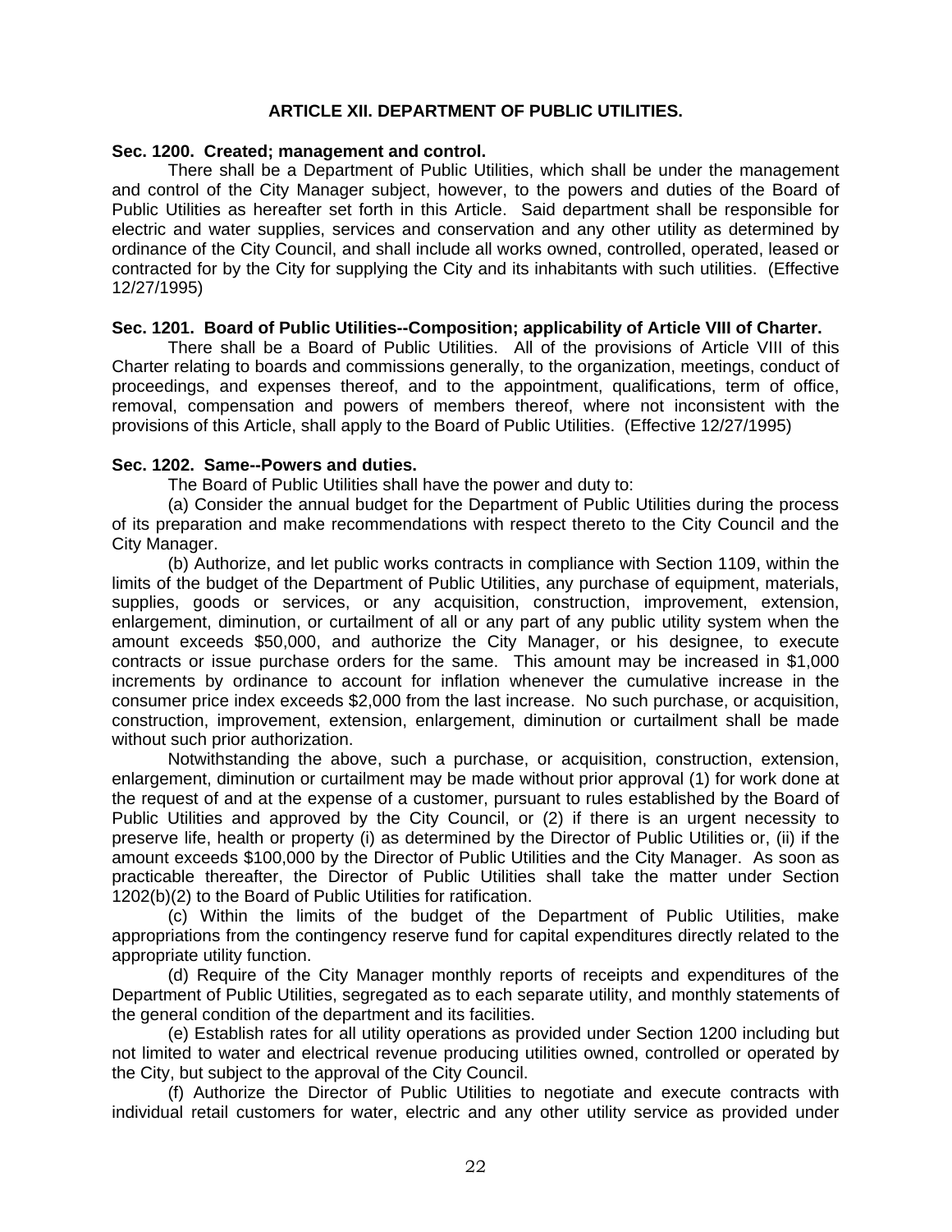## ARTICLE XII. DEPARTMENT OF PUBLIC UTILITIES.

**Sec. 1200. Created; management and control.**

There shall be a Department of Public Utilities, which shall be under the management and control of the City Manager subject, however, to the powers and duties of the Board of Public Utilities as hereafter set forth in this Article. Said department shall be responsible for electric and water supplies, services and conservation and any other utility as determined by ordinance of the City Council, and shall include all works owned, controlled, operated, leased or contracted for by the City for supplying the City and its inhabitants with such utilities. (Effective 12/27/1995)

**Sec. 1201. Board of Public Utilities--Composition; applicability of Article VIII of Charter.**

There shall be a Board of Public Utilities. All of the provisions of Article VIII of this Charter relating to boards and commissions generally, to the organization, meetings, conduct of proceedings, and expenses thereof, and to the appointment, qualifications, term of office, removal, compensation and powers of members thereof, where not inconsistent with the provisions of this Article, shall apply to the Board of Public Utilities. (Effective 12/27/1995)

**Sec. 1202. Same--Powers and duties.**

The Board of Public Utilities shall have the power and duty to:

(a) Consider the annual budget for the Department of Public Utilities during the process of its preparation and make recommendations with respect thereto to the City Council and the City Manager.

(b) Authorize, and let public works contracts in compliance with Section 1109, within the limits of the budget of the Department of Public Utilities, any purchase of equipment, materials, supplies, goods or services, or any acquisition, construction, improvement, extension, enlargement, diminution, or curtailment of all or any part of any public utility system when the amount exceeds $50,000, and authorize the City Manager, or his designee, to execute contracts or issue purchase orders for the same. This amount may be increased in $1,000 increments by ordinance to account for inflation whenever the cumulative increase in the consumer price index exceeds $2,000 from the last increase. No such purchase, or acquisition, construction, improvement, extension, enlargement, diminution or curtailment shall be made without such prior authorization.

Notwithstanding the above, such a purchase, or acquisition, construction, extension, enlargement, diminution or curtailment may be made without prior approval (1) for work done at the request of and at the expense of a customer, pursuant to rules established by the Board of Public Utilities and approved by the City Council, or (2) if there is an urgent necessity to preserve life, health or property (i) as determined by the Director of Public Utilities or, (ii) if the amount exceeds $100,000 by the Director of Public Utilities and the City Manager. As soon as practicable thereafter, the Director of Public Utilities shall take the matter under Section 1202(b)(2) to the Board of Public Utilities for ratification.

(c) Within the limits of the budget of the Department of Public Utilities, make appropriations from the contingency reserve fund for capital expenditures directly related to the appropriate utility function.

(d) Require of the City Manager monthly reports of receipts and expenditures of the Department of Public Utilities, segregated as to each separate utility, and monthly statements of the general condition of the department and its facilities.

(e) Establish rates for all utility operations as provided under Section 1200 including but not limited to water and electrical revenue producing utilities owned, controlled or operated by the City, but subject to the approval of the City Council.

(f) Authorize the Director of Public Utilities to negotiate and execute contracts with individual retail customers for water, electric and any other utility service as provided under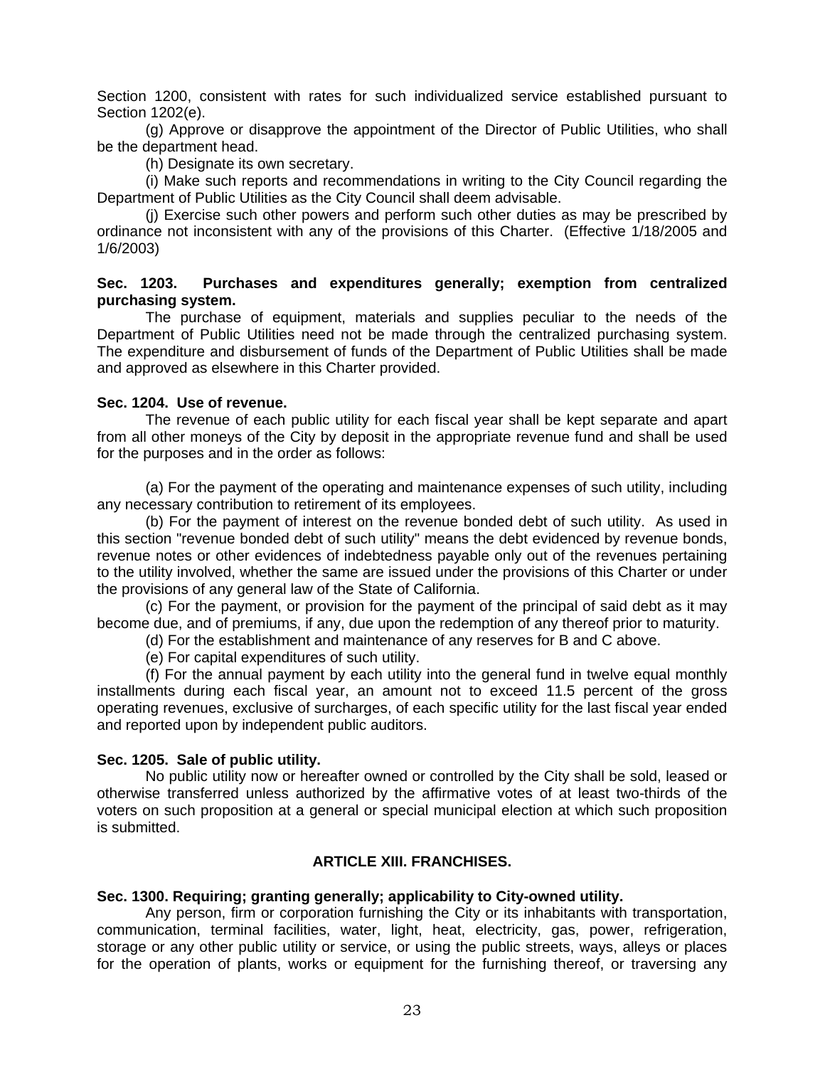Section 1200, consistent with rates for such individualized service established pursuant to Section 1202(e).

(g) Approve or disapprove the appointment of the Director of Public Utilities, who shall be the department head.

(h) Designate its own secretary.

(i) Make such reports and recommendations in writing to the City Council regarding the Department of Public Utilities as the City Council shall deem advisable.

(j) Exercise such other powers and perform such other duties as may be prescribed by ordinance not inconsistent with any of the provisions of this Charter. (Effective 1/18/2005 and 1/6/2003)

**Sec. 1203. Purchases and expenditures generally; exemption from centralized purchasing system.**

The purchase of equipment, materials and supplies peculiar to the needs of the Department of Public Utilities need not be made through the centralized purchasing system. The expenditure and disbursement of funds of the Department of Public Utilities shall be made and approved as elsewhere in this Charter provided.

**Sec. 1204. Use of revenue.**

The revenue of each public utility for each fiscal year shall be kept separate and apart from all other moneys of the City by deposit in the appropriate revenue fund and shall be used for the purposes and in the order as follows:

(a) For the payment of the operating and maintenance expenses of such utility, including any necessary contribution to retirement of its employees.

(b) For the payment of interest on the revenue bonded debt of such utility. As used in this section "revenue bonded debt of such utility" means the debt evidenced by revenue bonds, revenue notes or other evidences of indebtedness payable only out of the revenues pertaining to the utility involved, whether the same are issued under the provisions of this Charter or under the provisions of any general law of the State of California.

(c) For the payment, or provision for the payment of the principal of said debt as it may become due, and of premiums, if any, due upon the redemption of any thereof prior to maturity.

(d) For the establishment and maintenance of any reserves for B and C above.

(e) For capital expenditures of such utility.

(f) For the annual payment by each utility into the general fund in twelve equal monthly installments during each fiscal year, an amount not to exceed 11.5 percent of the gross operating revenues, exclusive of surcharges, of each specific utility for the last fiscal year ended and reported upon by independent public auditors.

**Sec. 1205. Sale of public utility.**

No public utility now or hereafter owned or controlled by the City shall be sold, leased or otherwise transferred unless authorized by the affirmative votes of at least two-thirds of the voters on such proposition at a general or special municipal election at which such proposition is submitted.

## ARTICLE XIII. FRANCHISES.

**Sec. 1300. Requiring; granting generally; applicability to City-owned utility.**

Any person, firm or corporation furnishing the City or its inhabitants with transportation, communication, terminal facilities, water, light, heat, electricity, gas, power, refrigeration, storage or any other public utility or service, or using the public streets, ways, alleys or places for the operation of plants, works or equipment for the furnishing thereof, or traversing any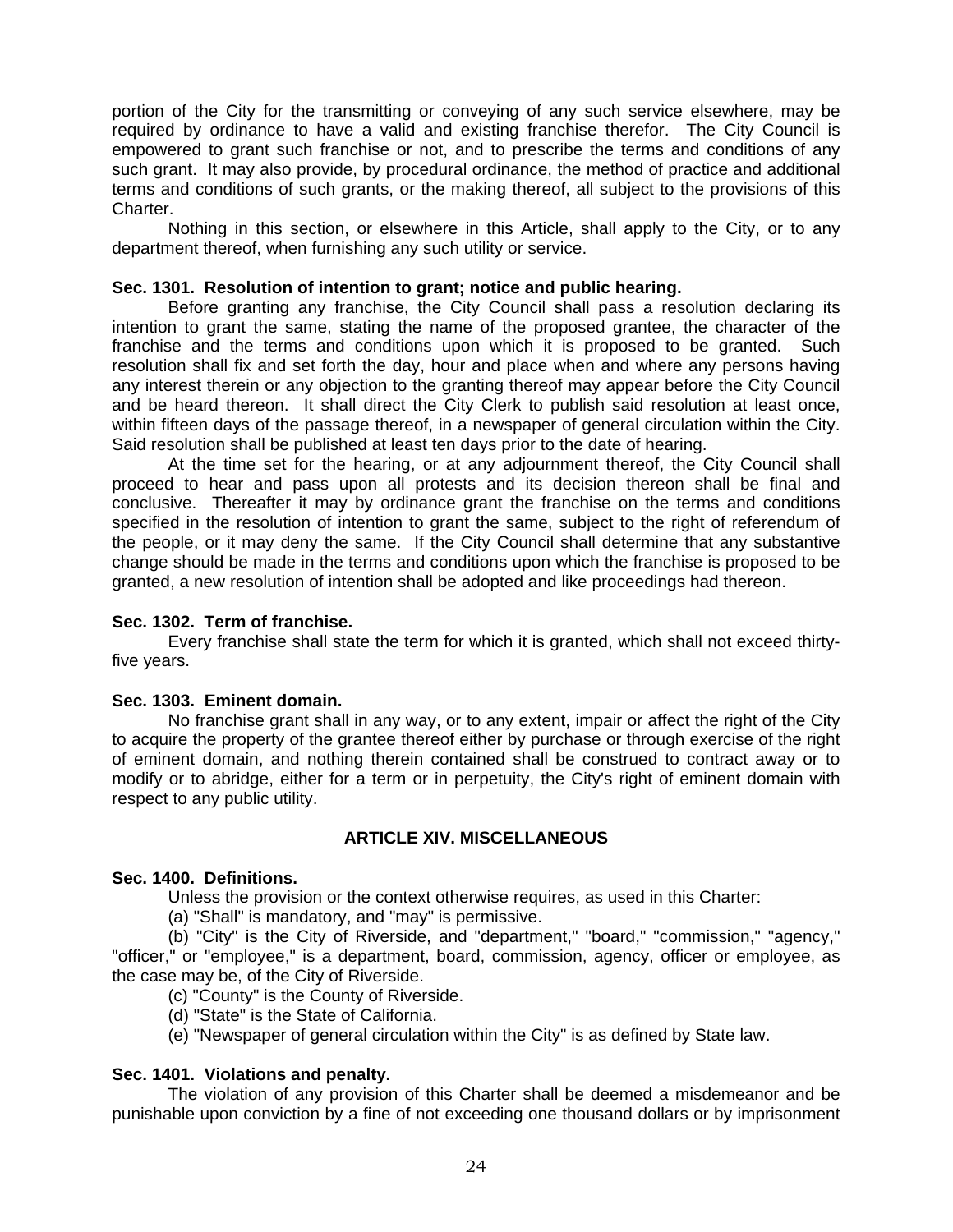portion of the City for the transmitting or conveying of any such service elsewhere, may be required by ordinance to have a valid and existing franchise therefor. The City Council is empowered to grant such franchise or not, and to prescribe the terms and conditions of any such grant. It may also provide, by procedural ordinance, the method of practice and additional terms and conditions of such grants, or the making thereof, all subject to the provisions of this Charter.

Nothing in this section, or elsewhere in this Article, shall apply to the City, or to any department thereof, when furnishing any such utility or service.

**Sec. 1301. Resolution of intention to grant; notice and public hearing.**

Before granting any franchise, the City Council shall pass a resolution declaring its intention to grant the same, stating the name of the proposed grantee, the character of the franchise and the terms and conditions upon which it is proposed to be granted. Such resolution shall fix and set forth the day, hour and place when and where any persons having any interest therein or any objection to the granting thereof may appear before the City Council and be heard thereon. It shall direct the City Clerk to publish said resolution at least once, within fifteen days of the passage thereof, in a newspaper of general circulation within the City. Said resolution shall be published at least ten days prior to the date of hearing.

At the time set for the hearing, or at any adjournment thereof, the City Council shall proceed to hear and pass upon all protests and its decision thereon shall be final and conclusive. Thereafter it may by ordinance grant the franchise on the terms and conditions specified in the resolution of intention to grant the same, subject to the right of referendum of the people, or it may deny the same. If the City Council shall determine that any substantive change should be made in the terms and conditions upon which the franchise is proposed to be granted, a new resolution of intention shall be adopted and like proceedings had thereon.

**Sec. 1302. Term of franchise.**

Every franchise shall state the term for which it is granted, which shall not exceed thirty-five years.

**Sec. 1303. Eminent domain.**

No franchise grant shall in any way, or to any extent, impair or affect the right of the City to acquire the property of the grantee thereof either by purchase or through exercise of the right of eminent domain, and nothing therein contained shall be construed to contract away or to modify or to abridge, either for a term or in perpetuity, the City's right of eminent domain with respect to any public utility.

## ARTICLE XIV. MISCELLANEOUS

**Sec. 1400. Definitions.**

Unless the provision or the context otherwise requires, as used in this Charter:

(a) "Shall" is mandatory, and "may" is permissive.

(b) "City" is the City of Riverside, and "department," "board," "commission," "agency," "officer," or "employee," is a department, board, commission, agency, officer or employee, as the case may be, of the City of Riverside.

(c) "County" is the County of Riverside.

(d) "State" is the State of California.

(e) "Newspaper of general circulation within the City" is as defined by State law.

**Sec. 1401. Violations and penalty.**

The violation of any provision of this Charter shall be deemed a misdemeanor and be punishable upon conviction by a fine of not exceeding one thousand dollars or by imprisonment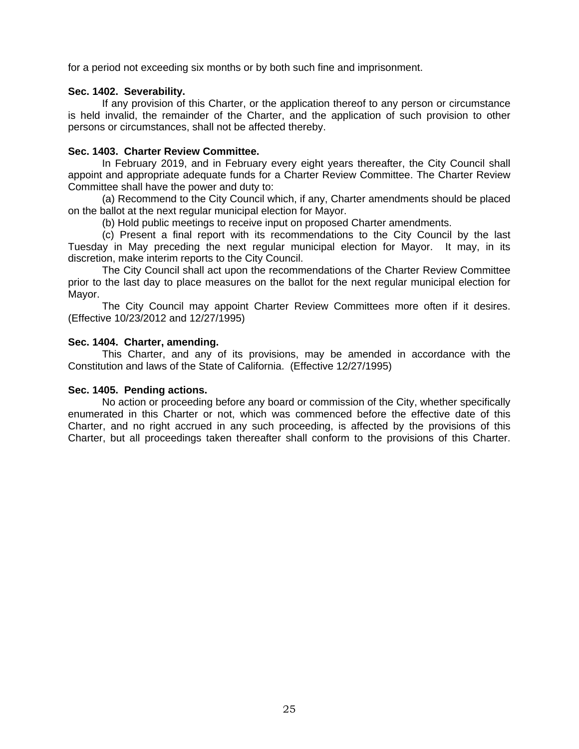for a period not exceeding six months or by both such fine and imprisonment.

**Sec. 1402. Severability.**

If any provision of this Charter, or the application thereof to any person or circumstance is held invalid, the remainder of the Charter, and the application of such provision to other persons or circumstances, shall not be affected thereby.

**Sec. 1403. Charter Review Committee.**

In February 2019, and in February every eight years thereafter, the City Council shall appoint and appropriate adequate funds for a Charter Review Committee. The Charter Review Committee shall have the power and duty to:

(a) Recommend to the City Council which, if any, Charter amendments should be placed on the ballot at the next regular municipal election for Mayor.

(b) Hold public meetings to receive input on proposed Charter amendments.

(c) Present a final report with its recommendations to the City Council by the last Tuesday in May preceding the next regular municipal election for Mayor. It may, in its discretion, make interim reports to the City Council.

The City Council shall act upon the recommendations of the Charter Review Committee prior to the last day to place measures on the ballot for the next regular municipal election for Mayor.

The City Council may appoint Charter Review Committees more often if it desires. (Effective 10/23/2012 and 12/27/1995)

**Sec. 1404. Charter, amending.**

This Charter, and any of its provisions, may be amended in accordance with the Constitution and laws of the State of California. (Effective 12/27/1995)

**Sec. 1405. Pending actions.**

No action or proceeding before any board or commission of the City, whether specifically enumerated in this Charter or not, which was commenced before the effective date of this Charter, and no right accrued in any such proceeding, is affected by the provisions of this Charter, but all proceedings taken thereafter shall conform to the provisions of this Charter.